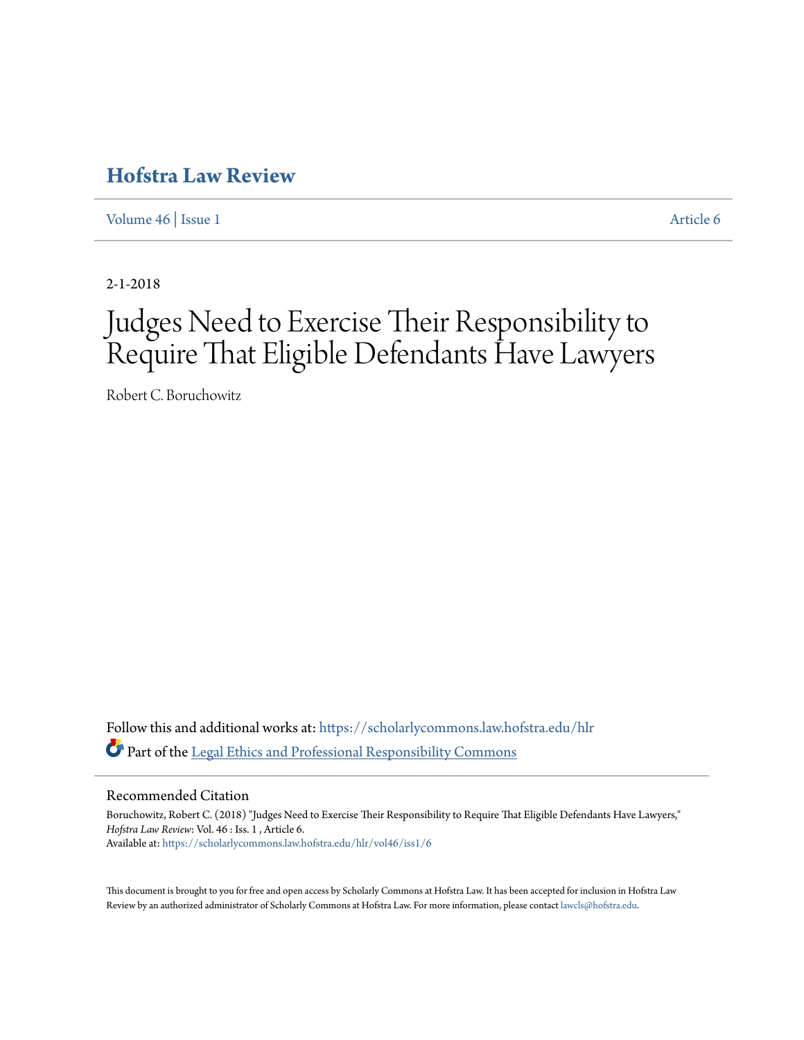# Hofstra Law Review

Volume 46 | Issue 1 Article 6

2-1-2018

# Judges Need to Exercise Their Responsibility to Require That Eligible Defendants Have Lawyers

Robert C. Boruchowitz

Follow this and additional works at: https://scholarlycommons.law.hofstra.edu/hlr

Part of the Legal Ethics and Professional Responsibility Commons

## Recommended Citation

Boruchowitz, Robert C. (2018) "Judges Need to Exercise Their Responsibility to Require That Eligible Defendants Have Lawyers," *Hofstra Law Review*: Vol. 46 : Iss. 1 , Article 6.
Available at: https://scholarlycommons.law.hofstra.edu/hlr/vol46/iss1/6

This document is brought to you for free and open access by Scholarly Commons at Hofstra Law. It has been accepted for inclusion in Hofstra Law Review by an authorized administrator of Scholarly Commons at Hofstra Law. For more information, please contact lawcls@hofstra.edu.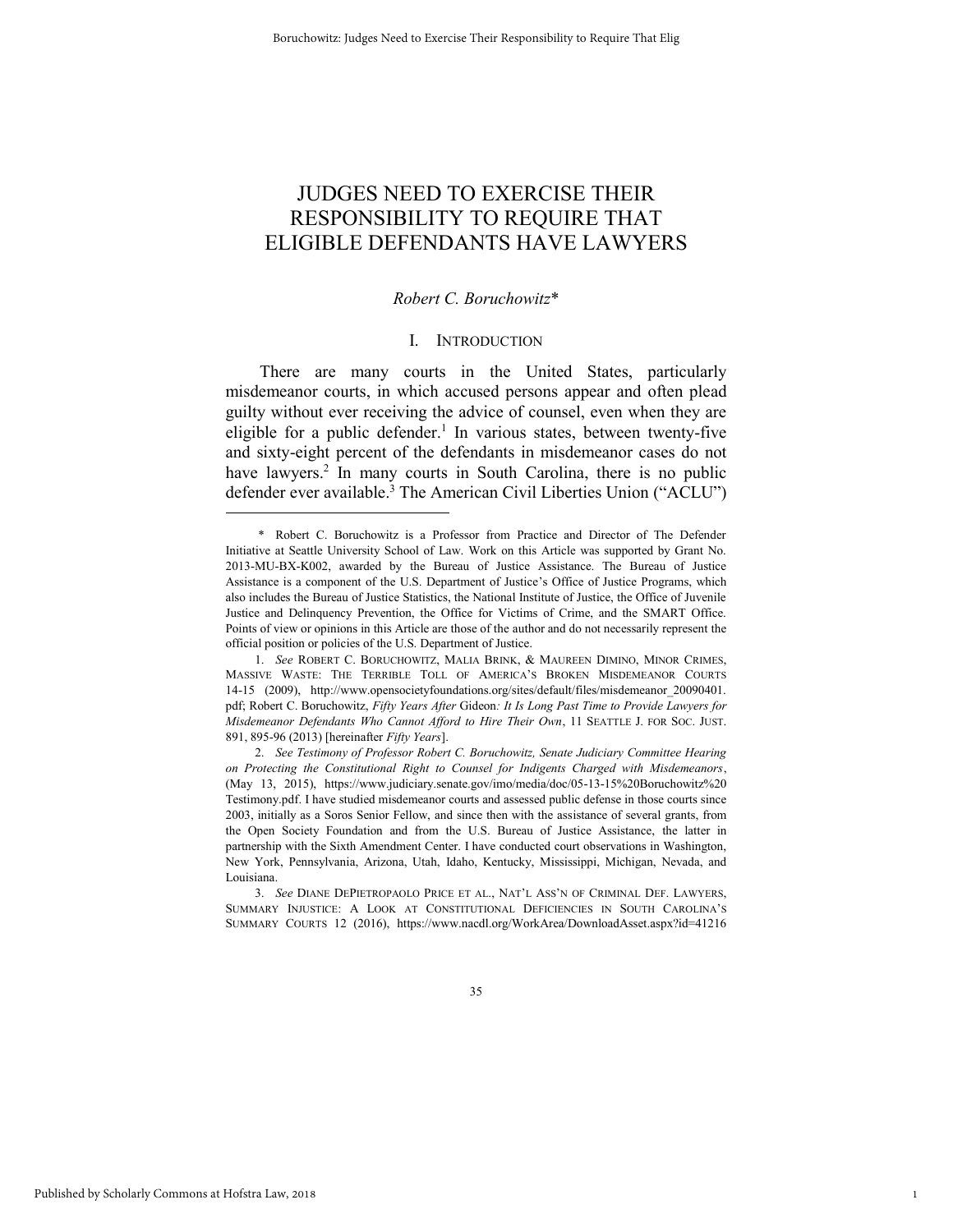# JUDGES NEED TO EXERCISE THEIR RESPONSIBILITY TO REQUIRE THAT ELIGIBLE DEFENDANTS HAVE LAWYERS

*Robert C. Boruchowitz*\*

## I. INTRODUCTION

There are many courts in the United States, particularly misdemeanor courts, in which accused persons appear and often plead guilty without ever receiving the advice of counsel, even when they are eligible for a public defender.[1] In various states, between twenty-five and sixty-eight percent of the defendants in misdemeanor cases do not have lawyers.[2] In many courts in South Carolina, there is no public defender ever available.[3] The American Civil Liberties Union ("ACLU")

---

\* Robert C. Boruchowitz is a Professor from Practice and Director of The Defender Initiative at Seattle University School of Law. Work on this Article was supported by Grant No. 2013-MU-BX-K002, awarded by the Bureau of Justice Assistance. The Bureau of Justice Assistance is a component of the U.S. Department of Justice's Office of Justice Programs, which also includes the Bureau of Justice Statistics, the National Institute of Justice, the Office of Juvenile Justice and Delinquency Prevention, the Office for Victims of Crime, and the SMART Office. Points of view or opinions in this Article are those of the author and do not necessarily represent the official position or policies of the U.S. Department of Justice.

1. *See* ROBERT C. BORUCHOWITZ, MALIA BRINK, & MAUREEN DIMINO, MINOR CRIMES, MASSIVE WASTE: THE TERRIBLE TOLL OF AMERICA'S BROKEN MISDEMEANOR COURTS 14-15 (2009), http://www.opensocietyfoundations.org/sites/default/files/misdemeanor_20090401.pdf; Robert C. Boruchowitz, *Fifty Years After* Gideon*: It Is Long Past Time to Provide Lawyers for Misdemeanor Defendants Who Cannot Afford to Hire Their Own*, 11 SEATTLE J. FOR SOC. JUST. 891, 895-96 (2013) [hereinafter *Fifty Years*].

2. *See Testimony of Professor Robert C. Boruchowitz, Senate Judiciary Committee Hearing on Protecting the Constitutional Right to Counsel for Indigents Charged with Misdemeanors*, (May 13, 2015), https://www.judiciary.senate.gov/imo/media/doc/05-13-15%20Boruchowitz%20Testimony.pdf. I have studied misdemeanor courts and assessed public defense in those courts since 2003, initially as a Soros Senior Fellow, and since then with the assistance of several grants, from the Open Society Foundation and from the U.S. Bureau of Justice Assistance, the latter in partnership with the Sixth Amendment Center. I have conducted court observations in Washington, New York, Pennsylvania, Arizona, Utah, Idaho, Kentucky, Mississippi, Michigan, Nevada, and Louisiana.

3. *See* DIANE DEPIETROPAOLO PRICE ET AL., NAT'L ASS'N OF CRIMINAL DEF. LAWYERS, SUMMARY INJUSTICE: A LOOK AT CONSTITUTIONAL DEFICIENCIES IN SOUTH CAROLINA'S SUMMARY COURTS 12 (2016), https://www.nacdl.org/WorkArea/DownloadAsset.aspx?id=41216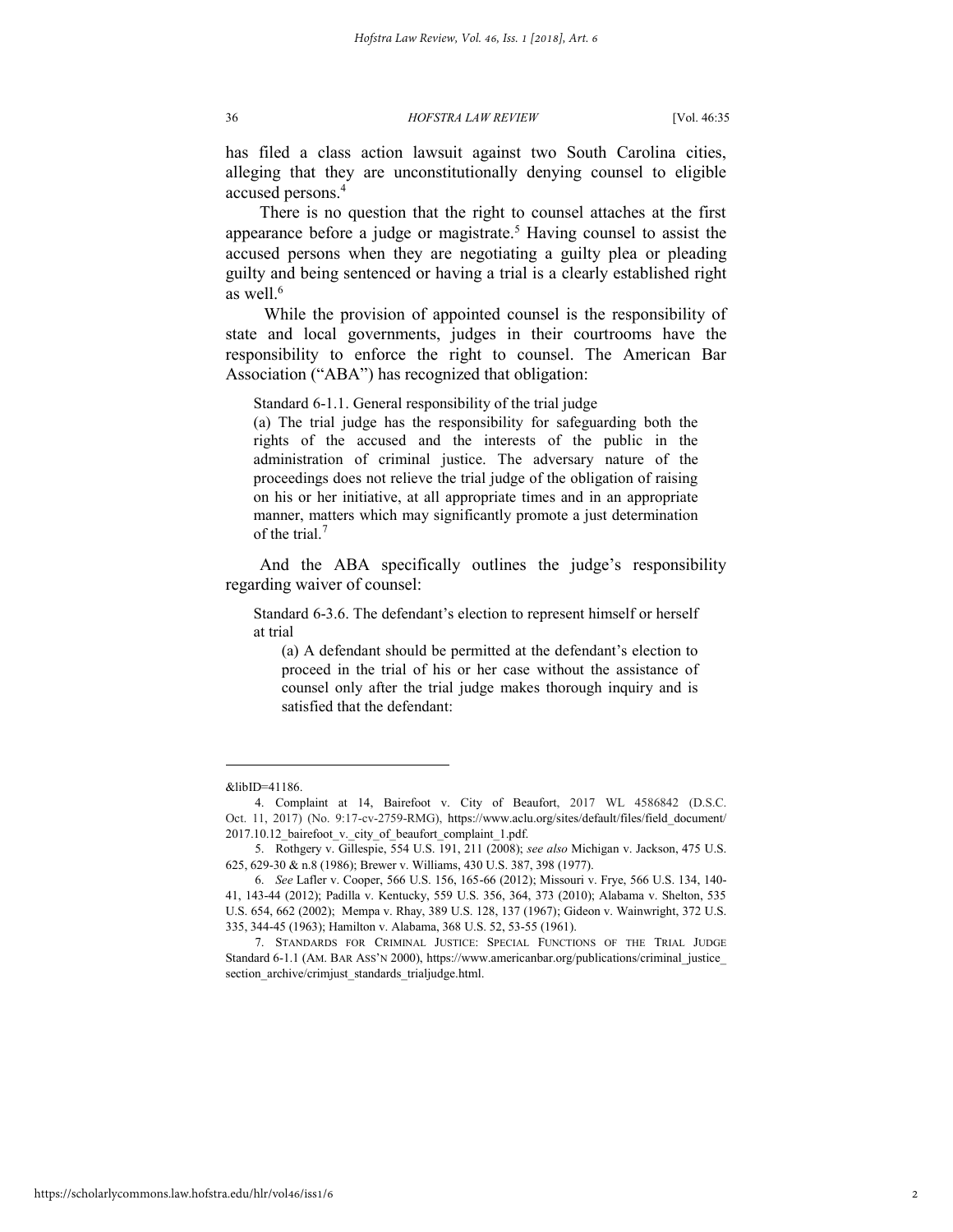has filed a class action lawsuit against two South Carolina cities, alleging that they are unconstitutionally denying counsel to eligible accused persons.[4]

There is no question that the right to counsel attaches at the first appearance before a judge or magistrate.[5] Having counsel to assist the accused persons when they are negotiating a guilty plea or pleading guilty and being sentenced or having a trial is a clearly established right as well.[6]

While the provision of appointed counsel is the responsibility of state and local governments, judges in their courtrooms have the responsibility to enforce the right to counsel. The American Bar Association ("ABA") has recognized that obligation:

> Standard 6-1.1. General responsibility of the trial judge
>
> (a) The trial judge has the responsibility for safeguarding both the rights of the accused and the interests of the public in the administration of criminal justice. The adversary nature of the proceedings does not relieve the trial judge of the obligation of raising on his or her initiative, at all appropriate times and in an appropriate manner, matters which may significantly promote a just determination of the trial.[7]

And the ABA specifically outlines the judge's responsibility regarding waiver of counsel:

> Standard 6-3.6. The defendant's election to represent himself or herself at trial
>
> (a) A defendant should be permitted at the defendant's election to proceed in the trial of his or her case without the assistance of counsel only after the trial judge makes thorough inquiry and is satisfied that the defendant:

---

&libID=41186.

4. Complaint at 14, Bairefoot v. City of Beaufort, 2017 WL 4586842 (D.S.C. Oct. 11, 2017) (No. 9:17-cv-2759-RMG), https://www.aclu.org/sites/default/files/field_document/2017.10.12_bairefoot_v._city_of_beaufort_complaint_1.pdf.

5. Rothgery v. Gillespie, 554 U.S. 191, 211 (2008); *see also* Michigan v. Jackson, 475 U.S. 625, 629-30 & n.8 (1986); Brewer v. Williams, 430 U.S. 387, 398 (1977).

6. *See* Lafler v. Cooper, 566 U.S. 156, 165-66 (2012); Missouri v. Frye, 566 U.S. 134, 140-41, 143-44 (2012); Padilla v. Kentucky, 559 U.S. 356, 364, 373 (2010); Alabama v. Shelton, 535 U.S. 654, 662 (2002); Mempa v. Rhay, 389 U.S. 128, 137 (1967); Gideon v. Wainwright, 372 U.S. 335, 344-45 (1963); Hamilton v. Alabama, 368 U.S. 52, 53-55 (1961).

7. STANDARDS FOR CRIMINAL JUSTICE: SPECIAL FUNCTIONS OF THE TRIAL JUDGE Standard 6-1.1 (AM. BAR ASS'N 2000), https://www.americanbar.org/publications/criminal_justice_section_archive/crimjust_standards_trialjudge.html.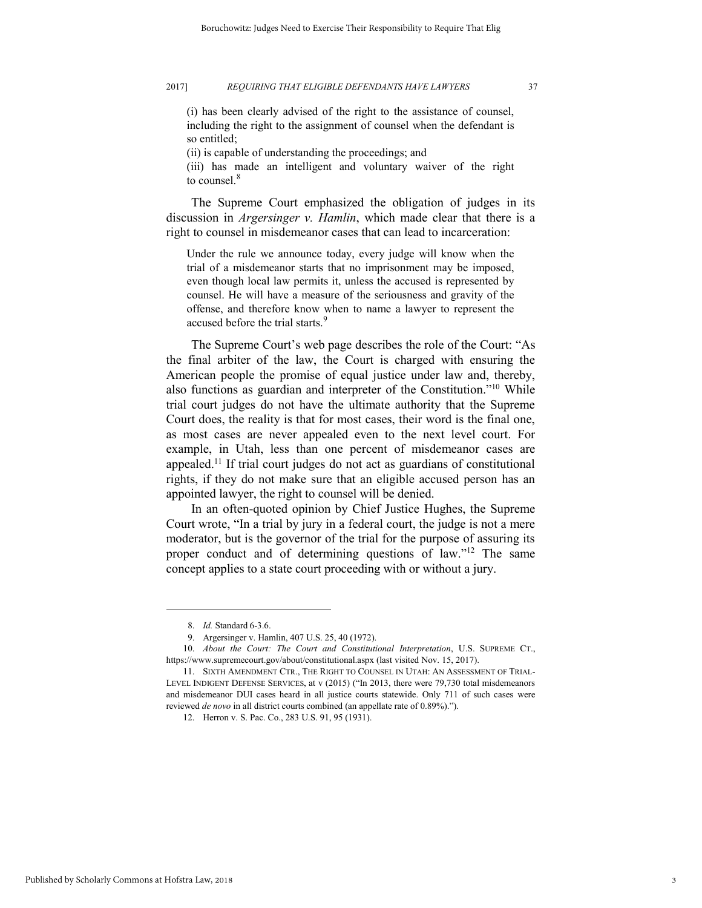(i) has been clearly advised of the right to the assistance of counsel, including the right to the assignment of counsel when the defendant is so entitled;

(ii) is capable of understanding the proceedings; and

(iii) has made an intelligent and voluntary waiver of the right to counsel.[8]

The Supreme Court emphasized the obligation of judges in its discussion in *Argersinger v. Hamlin*, which made clear that there is a right to counsel in misdemeanor cases that can lead to incarceration:

> Under the rule we announce today, every judge will know when the trial of a misdemeanor starts that no imprisonment may be imposed, even though local law permits it, unless the accused is represented by counsel. He will have a measure of the seriousness and gravity of the offense, and therefore know when to name a lawyer to represent the accused before the trial starts.[9]

The Supreme Court's web page describes the role of the Court: "As the final arbiter of the law, the Court is charged with ensuring the American people the promise of equal justice under law and, thereby, also functions as guardian and interpreter of the Constitution."[10] While trial court judges do not have the ultimate authority that the Supreme Court does, the reality is that for most cases, their word is the final one, as most cases are never appealed even to the next level court. For example, in Utah, less than one percent of misdemeanor cases are appealed.[11] If trial court judges do not act as guardians of constitutional rights, if they do not make sure that an eligible accused person has an appointed lawyer, the right to counsel will be denied.

In an often-quoted opinion by Chief Justice Hughes, the Supreme Court wrote, "In a trial by jury in a federal court, the judge is not a mere moderator, but is the governor of the trial for the purpose of assuring its proper conduct and of determining questions of law."[12] The same concept applies to a state court proceeding with or without a jury.

---

8. *Id.* Standard 6-3.6.

9. Argersinger v. Hamlin, 407 U.S. 25, 40 (1972).

10. *About the Court: The Court and Constitutional Interpretation*, U.S. SUPREME CT., https://www.supremecourt.gov/about/constitutional.aspx (last visited Nov. 15, 2017).

11. SIXTH AMENDMENT CTR., THE RIGHT TO COUNSEL IN UTAH: AN ASSESSMENT OF TRIAL-LEVEL INDIGENT DEFENSE SERVICES, at v (2015) ("In 2013, there were 79,730 total misdemeanors and misdemeanor DUI cases heard in all justice courts statewide. Only 711 of such cases were reviewed *de novo* in all district courts combined (an appellate rate of 0.89%).").

12. Herron v. S. Pac. Co., 283 U.S. 91, 95 (1931).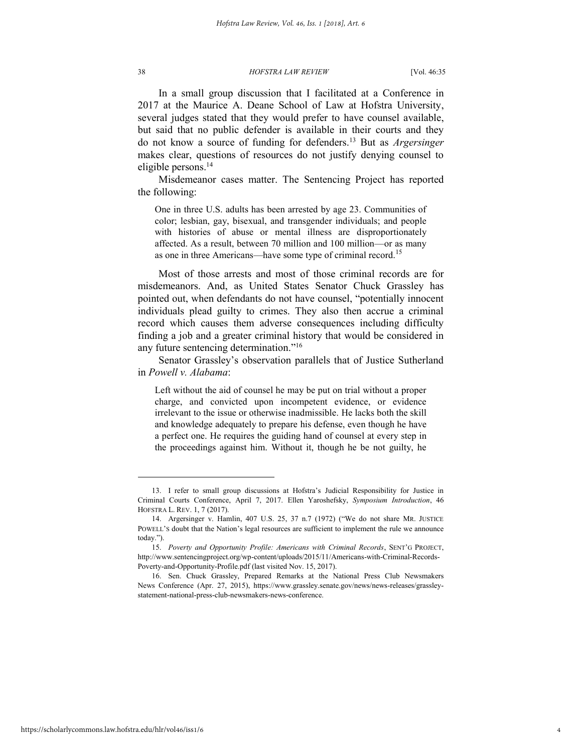In a small group discussion that I facilitated at a Conference in 2017 at the Maurice A. Deane School of Law at Hofstra University, several judges stated that they would prefer to have counsel available, but said that no public defender is available in their courts and they do not know a source of funding for defenders.[13] But as *Argersinger* makes clear, questions of resources do not justify denying counsel to eligible persons.[14]

Misdemeanor cases matter. The Sentencing Project has reported the following:

> One in three U.S. adults has been arrested by age 23. Communities of color; lesbian, gay, bisexual, and transgender individuals; and people with histories of abuse or mental illness are disproportionately affected. As a result, between 70 million and 100 million—or as many as one in three Americans—have some type of criminal record.[15]

Most of those arrests and most of those criminal records are for misdemeanors. And, as United States Senator Chuck Grassley has pointed out, when defendants do not have counsel, "potentially innocent individuals plead guilty to crimes. They also then accrue a criminal record which causes them adverse consequences including difficulty finding a job and a greater criminal history that would be considered in any future sentencing determination."[16]

Senator Grassley's observation parallels that of Justice Sutherland in *Powell v. Alabama*:

> Left without the aid of counsel he may be put on trial without a proper charge, and convicted upon incompetent evidence, or evidence irrelevant to the issue or otherwise inadmissible. He lacks both the skill and knowledge adequately to prepare his defense, even though he have a perfect one. He requires the guiding hand of counsel at every step in the proceedings against him. Without it, though he be not guilty, he

---

13. I refer to small group discussions at Hofstra's Judicial Responsibility for Justice in Criminal Courts Conference, April 7, 2017. Ellen Yaroshefsky, *Symposium Introduction*, 46 HOFSTRA L. REV. 1, 7 (2017).

14. Argersinger v. Hamlin, 407 U.S. 25, 37 n.7 (1972) ("We do not share MR. JUSTICE POWELL'S doubt that the Nation's legal resources are sufficient to implement the rule we announce today.").

15. *Poverty and Opportunity Profile: Americans with Criminal Records*, SENT'G PROJECT, http://www.sentencingproject.org/wp-content/uploads/2015/11/Americans-with-Criminal-Records-Poverty-and-Opportunity-Profile.pdf (last visited Nov. 15, 2017).

16. Sen. Chuck Grassley, Prepared Remarks at the National Press Club Newsmakers News Conference (Apr. 27, 2015), https://www.grassley.senate.gov/news/news-releases/grassley-statement-national-press-club-newsmakers-news-conference.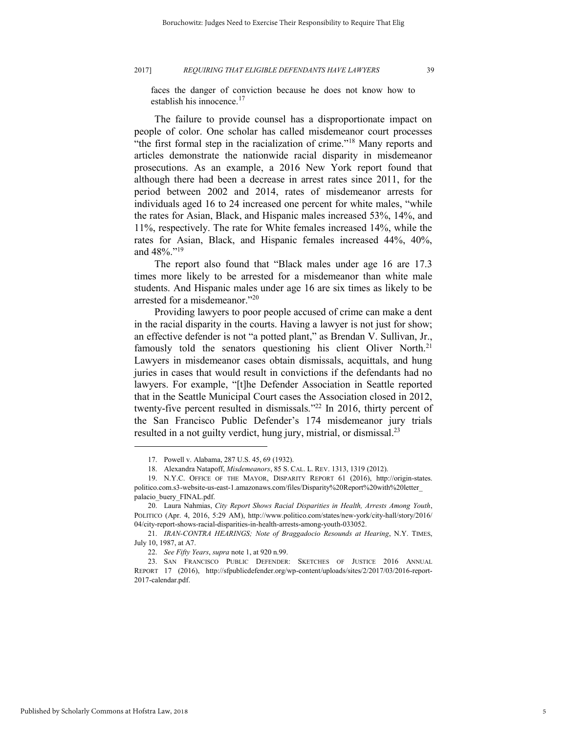faces the danger of conviction because he does not know how to establish his innocence.[17]

The failure to provide counsel has a disproportionate impact on people of color. One scholar has called misdemeanor court processes "the first formal step in the racialization of crime."[18] Many reports and articles demonstrate the nationwide racial disparity in misdemeanor prosecutions. As an example, a 2016 New York report found that although there had been a decrease in arrest rates since 2011, for the period between 2002 and 2014, rates of misdemeanor arrests for individuals aged 16 to 24 increased one percent for white males, "while the rates for Asian, Black, and Hispanic males increased 53%, 14%, and 11%, respectively. The rate for White females increased 14%, while the rates for Asian, Black, and Hispanic females increased 44%, 40%, and 48%."[19]

The report also found that "Black males under age 16 are 17.3 times more likely to be arrested for a misdemeanor than white male students. And Hispanic males under age 16 are six times as likely to be arrested for a misdemeanor."[20]

Providing lawyers to poor people accused of crime can make a dent in the racial disparity in the courts. Having a lawyer is not just for show; an effective defender is not "a potted plant," as Brendan V. Sullivan, Jr., famously told the senators questioning his client Oliver North.[21] Lawyers in misdemeanor cases obtain dismissals, acquittals, and hung juries in cases that would result in convictions if the defendants had no lawyers. For example, "[t]he Defender Association in Seattle reported that in the Seattle Municipal Court cases the Association closed in 2012, twenty-five percent resulted in dismissals."[22] In 2016, thirty percent of the San Francisco Public Defender's 174 misdemeanor jury trials resulted in a not guilty verdict, hung jury, mistrial, or dismissal.[23]

---

17. Powell v. Alabama, 287 U.S. 45, 69 (1932).

18. Alexandra Natapoff, *Misdemeanors*, 85 S. CAL. L. REV. 1313, 1319 (2012).

19. N.Y.C. OFFICE OF THE MAYOR, DISPARITY REPORT 61 (2016), http://origin-states.politico.com.s3-website-us-east-1.amazonaws.com/files/Disparity%20Report%20with%20letter_palacio_buery_FINAL.pdf.

20. Laura Nahmias, *City Report Shows Racial Disparities in Health, Arrests Among Youth*, POLITICO (Apr. 4, 2016, 5:29 AM), http://www.politico.com/states/new-york/city-hall/story/2016/04/city-report-shows-racial-disparities-in-health-arrests-among-youth-033052.

21. *IRAN-CONTRA HEARINGS; Note of Braggadocio Resounds at Hearing*, N.Y. TIMES, July 10, 1987, at A7.

22. *See Fifty Years*, *supra* note 1, at 920 n.99.

23. SAN FRANCISCO PUBLIC DEFENDER: SKETCHES OF JUSTICE 2016 ANNUAL REPORT 17 (2016), http://sfpublicdefender.org/wp-content/uploads/sites/2/2017/03/2016-report-2017-calendar.pdf.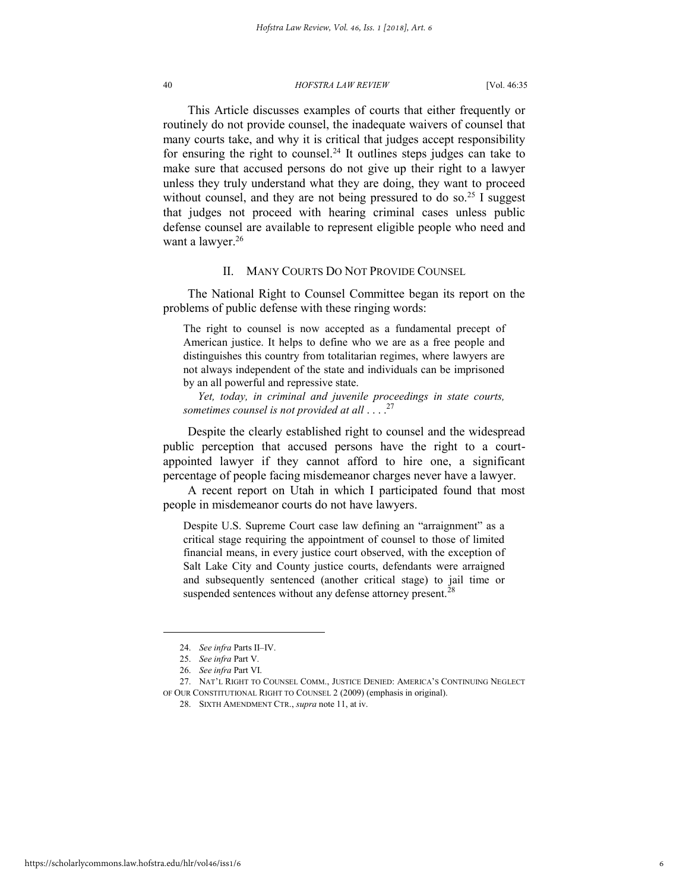This Article discusses examples of courts that either frequently or routinely do not provide counsel, the inadequate waivers of counsel that many courts take, and why it is critical that judges accept responsibility for ensuring the right to counsel.[24] It outlines steps judges can take to make sure that accused persons do not give up their right to a lawyer unless they truly understand what they are doing, they want to proceed without counsel, and they are not being pressured to do so.[25] I suggest that judges not proceed with hearing criminal cases unless public defense counsel are available to represent eligible people who need and want a lawyer.[26]

## II. MANY COURTS DO NOT PROVIDE COUNSEL

The National Right to Counsel Committee began its report on the problems of public defense with these ringing words:

> The right to counsel is now accepted as a fundamental precept of American justice. It helps to define who we are as a free people and distinguishes this country from totalitarian regimes, where lawyers are not always independent of the state and individuals can be imprisoned by an all powerful and repressive state.
>
> *Yet, today, in criminal and juvenile proceedings in state courts, sometimes counsel is not provided at all . . . .*[27]

Despite the clearly established right to counsel and the widespread public perception that accused persons have the right to a court-appointed lawyer if they cannot afford to hire one, a significant percentage of people facing misdemeanor charges never have a lawyer.

A recent report on Utah in which I participated found that most people in misdemeanor courts do not have lawyers.

> Despite U.S. Supreme Court case law defining an "arraignment" as a critical stage requiring the appointment of counsel to those of limited financial means, in every justice court observed, with the exception of Salt Lake City and County justice courts, defendants were arraigned and subsequently sentenced (another critical stage) to jail time or suspended sentences without any defense attorney present.[28]

---

24. *See infra* Parts II–IV.

25. *See infra* Part V.

26. *See infra* Part VI.

27. NAT'L RIGHT TO COUNSEL COMM., JUSTICE DENIED: AMERICA'S CONTINUING NEGLECT OF OUR CONSTITUTIONAL RIGHT TO COUNSEL 2 (2009) (emphasis in original).

28. SIXTH AMENDMENT CTR., *supra* note 11, at iv.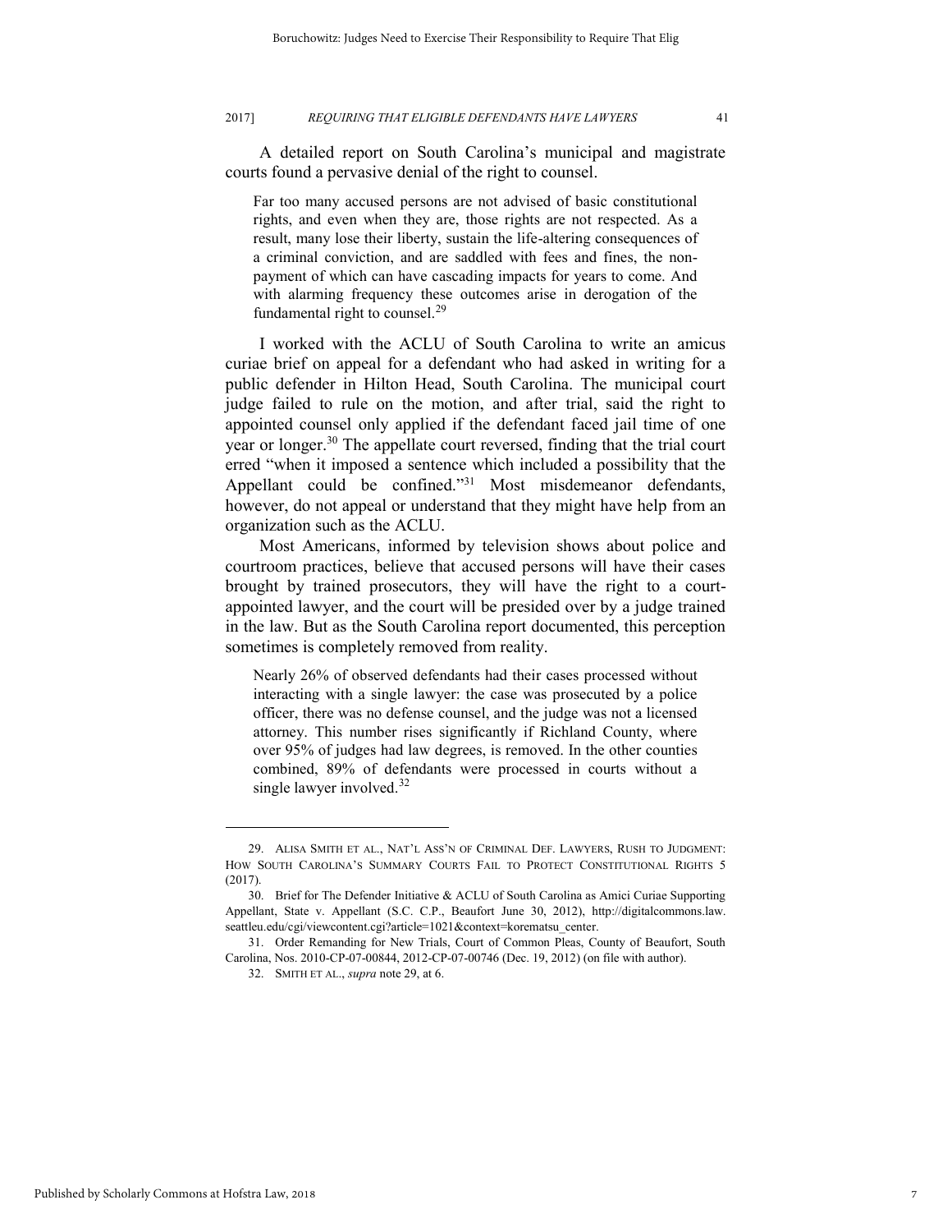A detailed report on South Carolina's municipal and magistrate courts found a pervasive denial of the right to counsel.

> Far too many accused persons are not advised of basic constitutional rights, and even when they are, those rights are not respected. As a result, many lose their liberty, sustain the life-altering consequences of a criminal conviction, and are saddled with fees and fines, the non-payment of which can have cascading impacts for years to come. And with alarming frequency these outcomes arise in derogation of the fundamental right to counsel.[29]

I worked with the ACLU of South Carolina to write an amicus curiae brief on appeal for a defendant who had asked in writing for a public defender in Hilton Head, South Carolina. The municipal court judge failed to rule on the motion, and after trial, said the right to appointed counsel only applied if the defendant faced jail time of one year or longer.[30] The appellate court reversed, finding that the trial court erred "when it imposed a sentence which included a possibility that the Appellant could be confined."[31] Most misdemeanor defendants, however, do not appeal or understand that they might have help from an organization such as the ACLU.

Most Americans, informed by television shows about police and courtroom practices, believe that accused persons will have their cases brought by trained prosecutors, they will have the right to a court-appointed lawyer, and the court will be presided over by a judge trained in the law. But as the South Carolina report documented, this perception sometimes is completely removed from reality.

> Nearly 26% of observed defendants had their cases processed without interacting with a single lawyer: the case was prosecuted by a police officer, there was no defense counsel, and the judge was not a licensed attorney. This number rises significantly if Richland County, where over 95% of judges had law degrees, is removed. In the other counties combined, 89% of defendants were processed in courts without a single lawyer involved.[32]

---

29. ALISA SMITH ET AL., NAT'L ASS'N OF CRIMINAL DEF. LAWYERS, RUSH TO JUDGMENT: HOW SOUTH CAROLINA'S SUMMARY COURTS FAIL TO PROTECT CONSTITUTIONAL RIGHTS 5 (2017).

30. Brief for The Defender Initiative & ACLU of South Carolina as Amici Curiae Supporting Appellant, State v. Appellant (S.C. C.P., Beaufort June 30, 2012), http://digitalcommons.law.seattleu.edu/cgi/viewcontent.cgi?article=1021&context=korematsu_center.

31. Order Remanding for New Trials, Court of Common Pleas, County of Beaufort, South Carolina, Nos. 2010-CP-07-00844, 2012-CP-07-00746 (Dec. 19, 2012) (on file with author).

32. SMITH ET AL., *supra* note 29, at 6.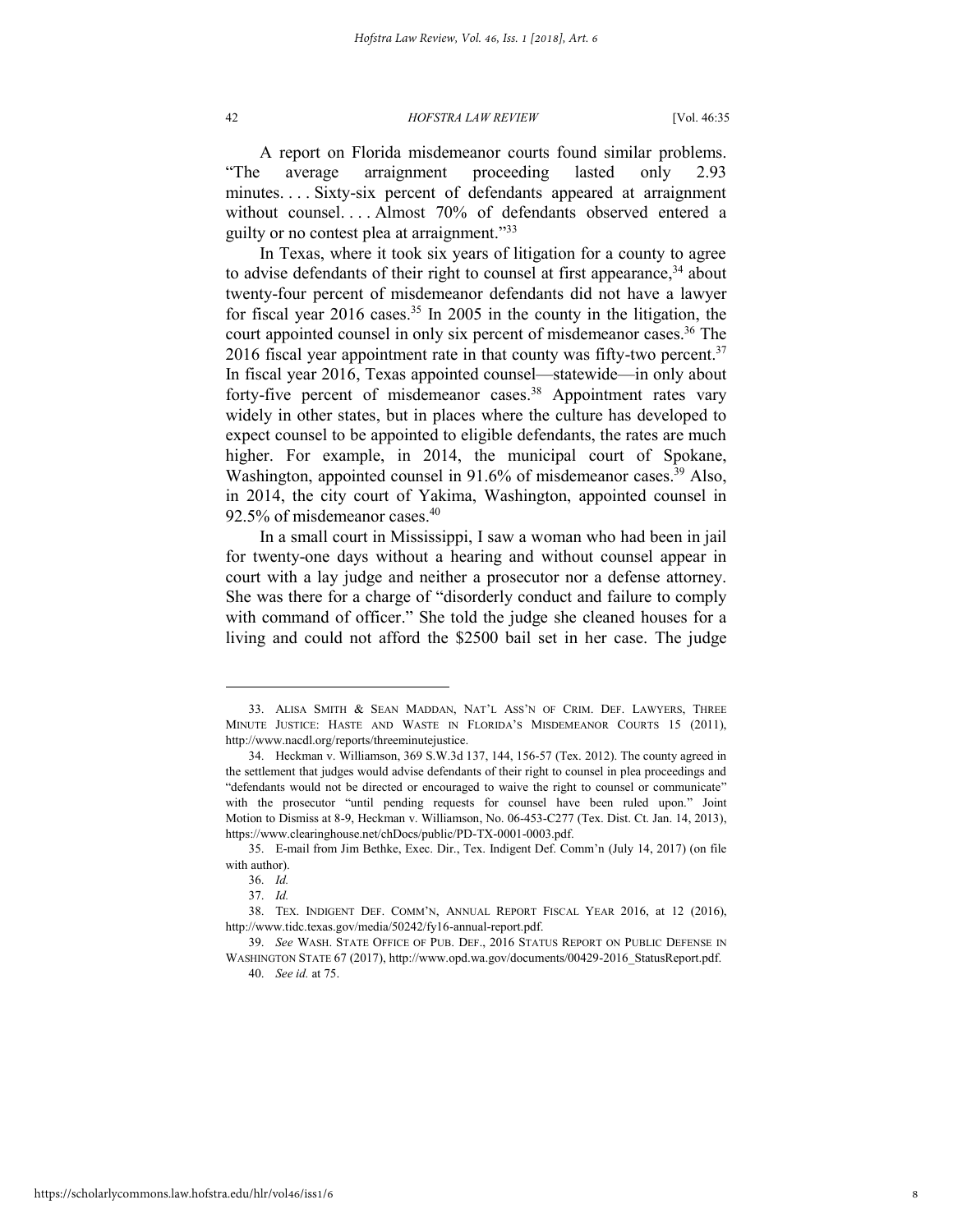A report on Florida misdemeanor courts found similar problems. "The average arraignment proceeding lasted only 2.93 minutes. . . . Sixty-six percent of defendants appeared at arraignment without counsel. . . . Almost 70% of defendants observed entered a guilty or no contest plea at arraignment."[33]

In Texas, where it took six years of litigation for a county to agree to advise defendants of their right to counsel at first appearance,[34] about twenty-four percent of misdemeanor defendants did not have a lawyer for fiscal year 2016 cases.[35] In 2005 in the county in the litigation, the court appointed counsel in only six percent of misdemeanor cases.[36] The 2016 fiscal year appointment rate in that county was fifty-two percent.[37] In fiscal year 2016, Texas appointed counsel—statewide—in only about forty-five percent of misdemeanor cases.[38] Appointment rates vary widely in other states, but in places where the culture has developed to expect counsel to be appointed to eligible defendants, the rates are much higher. For example, in 2014, the municipal court of Spokane, Washington, appointed counsel in 91.6% of misdemeanor cases.[39] Also, in 2014, the city court of Yakima, Washington, appointed counsel in 92.5% of misdemeanor cases.[40]

In a small court in Mississippi, I saw a woman who had been in jail for twenty-one days without a hearing and without counsel appear in court with a lay judge and neither a prosecutor nor a defense attorney. She was there for a charge of "disorderly conduct and failure to comply with command of officer." She told the judge she cleaned houses for a living and could not afford the $2500 bail set in her case. The judge

---

33. ALISA SMITH & SEAN MADDAN, NAT'L ASS'N OF CRIM. DEF. LAWYERS, THREE MINUTE JUSTICE: HASTE AND WASTE IN FLORIDA'S MISDEMEANOR COURTS 15 (2011), http://www.nacdl.org/reports/threeminutejustice.

34. Heckman v. Williamson, 369 S.W.3d 137, 144, 156-57 (Tex. 2012). The county agreed in the settlement that judges would advise defendants of their right to counsel in plea proceedings and "defendants would not be directed or encouraged to waive the right to counsel or communicate" with the prosecutor "until pending requests for counsel have been ruled upon." Joint Motion to Dismiss at 8-9, Heckman v. Williamson, No. 06-453-C277 (Tex. Dist. Ct. Jan. 14, 2013), https://www.clearinghouse.net/chDocs/public/PD-TX-0001-0003.pdf.

35. E-mail from Jim Bethke, Exec. Dir., Tex. Indigent Def. Comm'n (July 14, 2017) (on file with author).

36. *Id.*

37. *Id.*

38. TEX. INDIGENT DEF. COMM'N, ANNUAL REPORT FISCAL YEAR 2016, at 12 (2016), http://www.tidc.texas.gov/media/50242/fy16-annual-report.pdf.

39. *See* WASH. STATE OFFICE OF PUB. DEF., 2016 STATUS REPORT ON PUBLIC DEFENSE IN WASHINGTON STATE 67 (2017), http://www.opd.wa.gov/documents/00429-2016_StatusReport.pdf.

40. *See id.* at 75.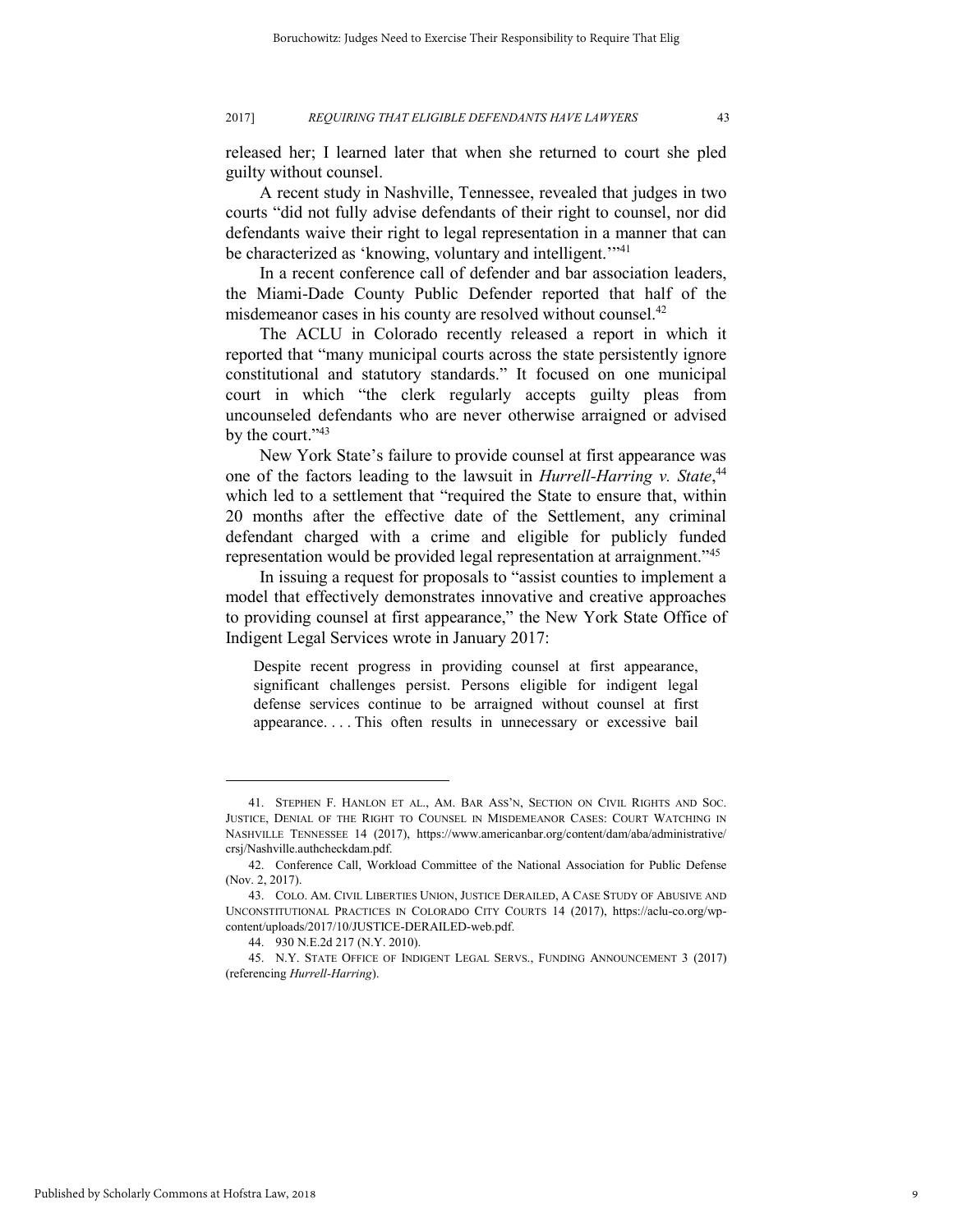released her; I learned later that when she returned to court she pled guilty without counsel.

A recent study in Nashville, Tennessee, revealed that judges in two courts "did not fully advise defendants of their right to counsel, nor did defendants waive their right to legal representation in a manner that can be characterized as 'knowing, voluntary and intelligent.'"[41]

In a recent conference call of defender and bar association leaders, the Miami-Dade County Public Defender reported that half of the misdemeanor cases in his county are resolved without counsel.[42]

The ACLU in Colorado recently released a report in which it reported that "many municipal courts across the state persistently ignore constitutional and statutory standards." It focused on one municipal court in which "the clerk regularly accepts guilty pleas from uncounseled defendants who are never otherwise arraigned or advised by the court."[43]

New York State's failure to provide counsel at first appearance was one of the factors leading to the lawsuit in *Hurrell-Harring v. State*,[44] which led to a settlement that "required the State to ensure that, within 20 months after the effective date of the Settlement, any criminal defendant charged with a crime and eligible for publicly funded representation would be provided legal representation at arraignment."[45]

In issuing a request for proposals to "assist counties to implement a model that effectively demonstrates innovative and creative approaches to providing counsel at first appearance," the New York State Office of Indigent Legal Services wrote in January 2017:

> Despite recent progress in providing counsel at first appearance, significant challenges persist. Persons eligible for indigent legal defense services continue to be arraigned without counsel at first appearance. . . . This often results in unnecessary or excessive bail

---

41. STEPHEN F. HANLON ET AL., AM. BAR ASS'N, SECTION ON CIVIL RIGHTS AND SOC. JUSTICE, DENIAL OF THE RIGHT TO COUNSEL IN MISDEMEANOR CASES: COURT WATCHING IN NASHVILLE TENNESSEE 14 (2017), https://www.americanbar.org/content/dam/aba/administrative/crsj/Nashville.authcheckdam.pdf.

42. Conference Call, Workload Committee of the National Association for Public Defense (Nov. 2, 2017).

43. COLO. AM. CIVIL LIBERTIES UNION, JUSTICE DERAILED, A CASE STUDY OF ABUSIVE AND UNCONSTITUTIONAL PRACTICES IN COLORADO CITY COURTS 14 (2017), https://aclu-co.org/wp-content/uploads/2017/10/JUSTICE-DERAILED-web.pdf.

44. 930 N.E.2d 217 (N.Y. 2010).

45. N.Y. STATE OFFICE OF INDIGENT LEGAL SERVS., FUNDING ANNOUNCEMENT 3 (2017) (referencing *Hurrell-Harring*).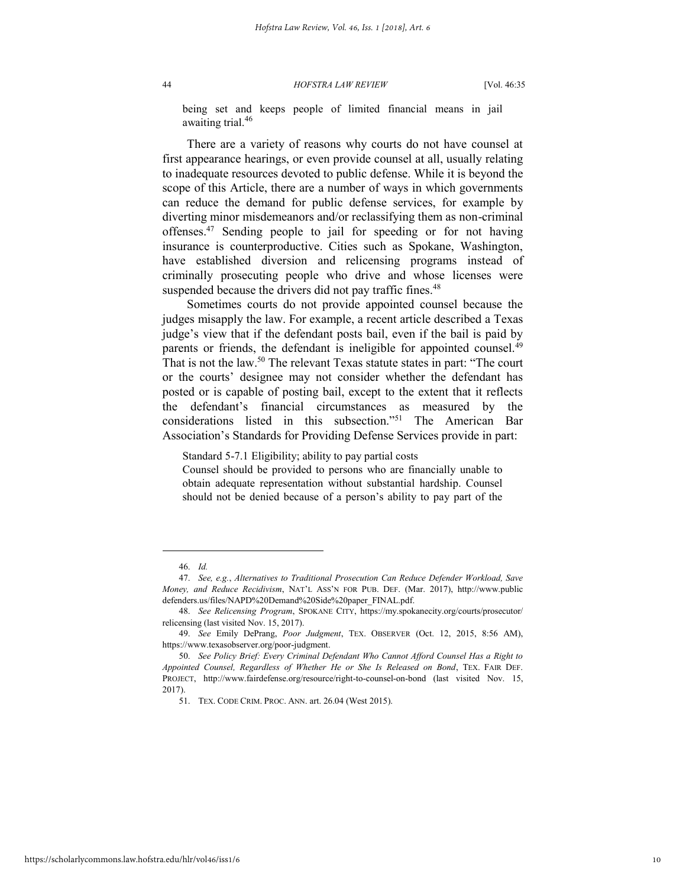being set and keeps people of limited financial means in jail awaiting trial.[46]

There are a variety of reasons why courts do not have counsel at first appearance hearings, or even provide counsel at all, usually relating to inadequate resources devoted to public defense. While it is beyond the scope of this Article, there are a number of ways in which governments can reduce the demand for public defense services, for example by diverting minor misdemeanors and/or reclassifying them as non-criminal offenses.[47] Sending people to jail for speeding or for not having insurance is counterproductive. Cities such as Spokane, Washington, have established diversion and relicensing programs instead of criminally prosecuting people who drive and whose licenses were suspended because the drivers did not pay traffic fines.[48]

Sometimes courts do not provide appointed counsel because the judges misapply the law. For example, a recent article described a Texas judge's view that if the defendant posts bail, even if the bail is paid by parents or friends, the defendant is ineligible for appointed counsel.[49] That is not the law.[50] The relevant Texas statute states in part: "The court or the courts' designee may not consider whether the defendant has posted or is capable of posting bail, except to the extent that it reflects the defendant's financial circumstances as measured by the considerations listed in this subsection."[51] The American Bar Association's Standards for Providing Defense Services provide in part:

> Standard 5-7.1 Eligibility; ability to pay partial costs
> Counsel should be provided to persons who are financially unable to obtain adequate representation without substantial hardship. Counsel should not be denied because of a person's ability to pay part of the

---

46. *Id.*

47. *See, e.g.*, *Alternatives to Traditional Prosecution Can Reduce Defender Workload, Save Money, and Reduce Recidivism*, NAT'L ASS'N FOR PUB. DEF. (Mar. 2017), http://www.publicdefenders.us/files/NAPD%20Demand%20Side%20paper_FINAL.pdf.

48. *See Relicensing Program*, SPOKANE CITY, https://my.spokanecity.org/courts/prosecutor/relicensing (last visited Nov. 15, 2017).

49. *See* Emily DePrang, *Poor Judgment*, TEX. OBSERVER (Oct. 12, 2015, 8:56 AM), https://www.texasobserver.org/poor-judgment.

50. *See Policy Brief: Every Criminal Defendant Who Cannot Afford Counsel Has a Right to Appointed Counsel, Regardless of Whether He or She Is Released on Bond*, TEX. FAIR DEF. PROJECT, http://www.fairdefense.org/resource/right-to-counsel-on-bond (last visited Nov. 15, 2017).

51. TEX. CODE CRIM. PROC. ANN. art. 26.04 (West 2015).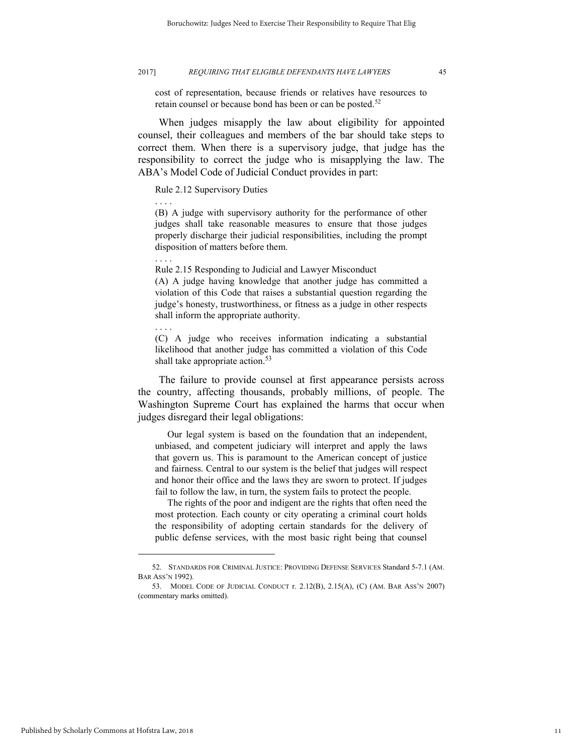cost of representation, because friends or relatives have resources to retain counsel or because bond has been or can be posted.[52]

When judges misapply the law about eligibility for appointed counsel, their colleagues and members of the bar should take steps to correct them. When there is a supervisory judge, that judge has the responsibility to correct the judge who is misapplying the law. The ABA's Model Code of Judicial Conduct provides in part:

> Rule 2.12 Supervisory Duties
>
> . . . .
>
> (B) A judge with supervisory authority for the performance of other judges shall take reasonable measures to ensure that those judges properly discharge their judicial responsibilities, including the prompt disposition of matters before them.
>
> . . . .
>
> Rule 2.15 Responding to Judicial and Lawyer Misconduct
>
> (A) A judge having knowledge that another judge has committed a violation of this Code that raises a substantial question regarding the judge's honesty, trustworthiness, or fitness as a judge in other respects shall inform the appropriate authority.
>
> . . . .
>
> (C) A judge who receives information indicating a substantial likelihood that another judge has committed a violation of this Code shall take appropriate action.[53]

The failure to provide counsel at first appearance persists across the country, affecting thousands, probably millions, of people. The Washington Supreme Court has explained the harms that occur when judges disregard their legal obligations:

> Our legal system is based on the foundation that an independent, unbiased, and competent judiciary will interpret and apply the laws that govern us. This is paramount to the American concept of justice and fairness. Central to our system is the belief that judges will respect and honor their office and the laws they are sworn to protect. If judges fail to follow the law, in turn, the system fails to protect the people.
>
> The rights of the poor and indigent are the rights that often need the most protection. Each county or city operating a criminal court holds the responsibility of adopting certain standards for the delivery of public defense services, with the most basic right being that counsel

---

52. STANDARDS FOR CRIMINAL JUSTICE: PROVIDING DEFENSE SERVICES Standard 5-7.1 (AM. BAR ASS'N 1992).

53. MODEL CODE OF JUDICIAL CONDUCT r. 2.12(B), 2.15(A), (C) (AM. BAR ASS'N 2007) (commentary marks omitted).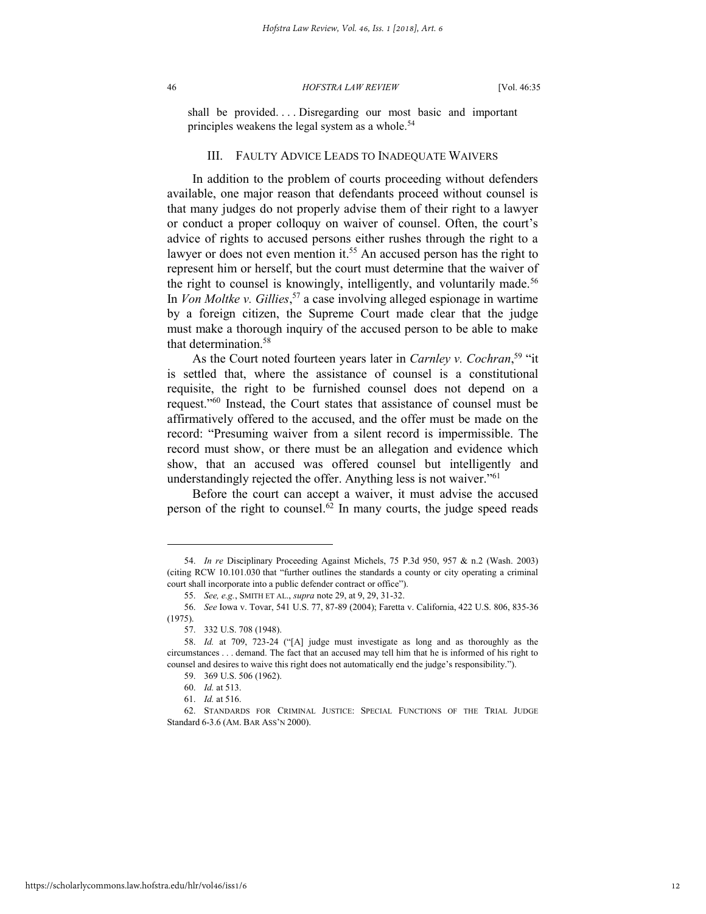shall be provided. . . . Disregarding our most basic and important principles weakens the legal system as a whole.[54]

## III. FAULTY ADVICE LEADS TO INADEQUATE WAIVERS

In addition to the problem of courts proceeding without defenders available, one major reason that defendants proceed without counsel is that many judges do not properly advise them of their right to a lawyer or conduct a proper colloquy on waiver of counsel. Often, the court's advice of rights to accused persons either rushes through the right to a lawyer or does not even mention it.[55] An accused person has the right to represent him or herself, but the court must determine that the waiver of the right to counsel is knowingly, intelligently, and voluntarily made.[56] In *Von Moltke v. Gillies*,[57] a case involving alleged espionage in wartime by a foreign citizen, the Supreme Court made clear that the judge must make a thorough inquiry of the accused person to be able to make that determination.[58]

As the Court noted fourteen years later in *Carnley v. Cochran*,[59] "it is settled that, where the assistance of counsel is a constitutional requisite, the right to be furnished counsel does not depend on a request."[60] Instead, the Court states that assistance of counsel must be affirmatively offered to the accused, and the offer must be made on the record: "Presuming waiver from a silent record is impermissible. The record must show, or there must be an allegation and evidence which show, that an accused was offered counsel but intelligently and understandingly rejected the offer. Anything less is not waiver."[61]

Before the court can accept a waiver, it must advise the accused person of the right to counsel.[62] In many courts, the judge speed reads

---

54. *In re* Disciplinary Proceeding Against Michels, 75 P.3d 950, 957 & n.2 (Wash. 2003) (citing RCW 10.101.030 that "further outlines the standards a county or city operating a criminal court shall incorporate into a public defender contract or office").

55. *See, e.g.*, SMITH ET AL., *supra* note 29, at 9, 29, 31-32.

56. *See* Iowa v. Tovar, 541 U.S. 77, 87-89 (2004); Faretta v. California, 422 U.S. 806, 835-36 (1975).

57. 332 U.S. 708 (1948).

58. *Id.* at 709, 723-24 ("[A] judge must investigate as long and as thoroughly as the circumstances . . . demand. The fact that an accused may tell him that he is informed of his right to counsel and desires to waive this right does not automatically end the judge's responsibility.").

59. 369 U.S. 506 (1962).

60. *Id.* at 513.

61. *Id.* at 516.

62. STANDARDS FOR CRIMINAL JUSTICE: SPECIAL FUNCTIONS OF THE TRIAL JUDGE Standard 6-3.6 (AM. BAR ASS'N 2000).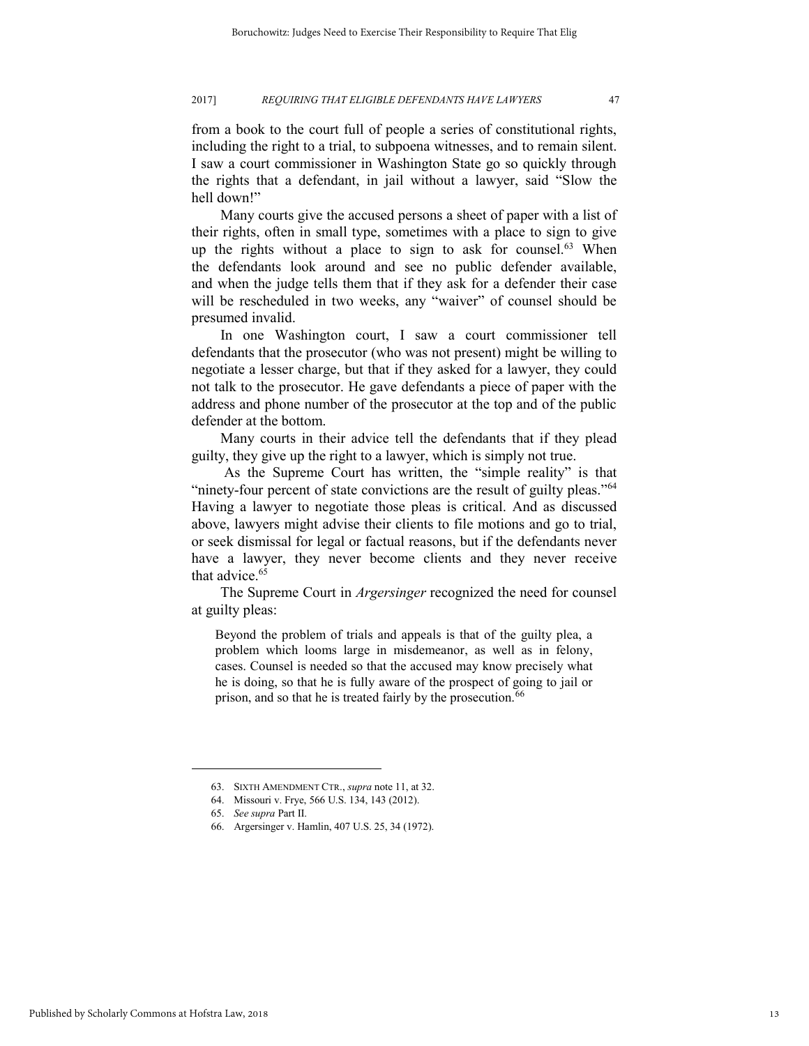from a book to the court full of people a series of constitutional rights, including the right to a trial, to subpoena witnesses, and to remain silent. I saw a court commissioner in Washington State go so quickly through the rights that a defendant, in jail without a lawyer, said "Slow the hell down!"

Many courts give the accused persons a sheet of paper with a list of their rights, often in small type, sometimes with a place to sign to give up the rights without a place to sign to ask for counsel.[63] When the defendants look around and see no public defender available, and when the judge tells them that if they ask for a defender their case will be rescheduled in two weeks, any "waiver" of counsel should be presumed invalid.

In one Washington court, I saw a court commissioner tell defendants that the prosecutor (who was not present) might be willing to negotiate a lesser charge, but that if they asked for a lawyer, they could not talk to the prosecutor. He gave defendants a piece of paper with the address and phone number of the prosecutor at the top and of the public defender at the bottom.

Many courts in their advice tell the defendants that if they plead guilty, they give up the right to a lawyer, which is simply not true.

As the Supreme Court has written, the "simple reality" is that "ninety-four percent of state convictions are the result of guilty pleas."[64] Having a lawyer to negotiate those pleas is critical. And as discussed above, lawyers might advise their clients to file motions and go to trial, or seek dismissal for legal or factual reasons, but if the defendants never have a lawyer, they never become clients and they never receive that advice.[65]

The Supreme Court in *Argersinger* recognized the need for counsel at guilty pleas:

> Beyond the problem of trials and appeals is that of the guilty plea, a problem which looms large in misdemeanor, as well as in felony, cases. Counsel is needed so that the accused may know precisely what he is doing, so that he is fully aware of the prospect of going to jail or prison, and so that he is treated fairly by the prosecution.[66]

---

63. SIXTH AMENDMENT CTR., *supra* note 11, at 32.
64. Missouri v. Frye, 566 U.S. 134, 143 (2012).
65. *See supra* Part II.
66. Argersinger v. Hamlin, 407 U.S. 25, 34 (1972).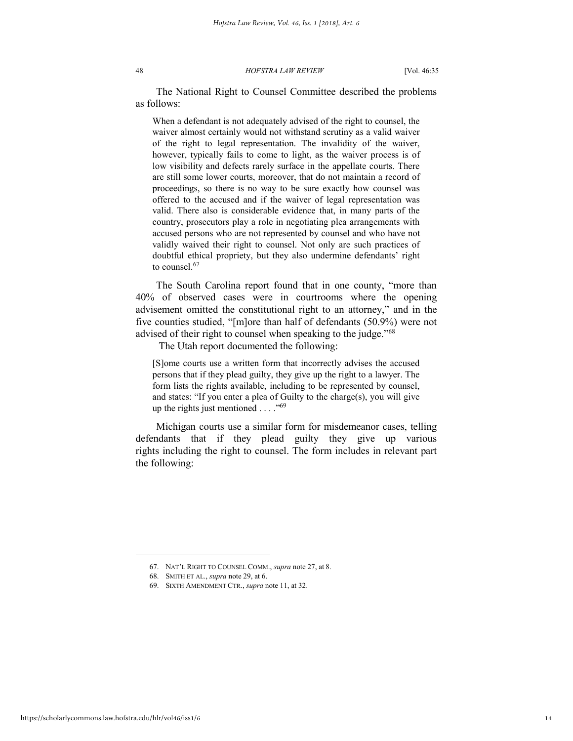The National Right to Counsel Committee described the problems as follows:

> When a defendant is not adequately advised of the right to counsel, the waiver almost certainly would not withstand scrutiny as a valid waiver of the right to legal representation. The invalidity of the waiver, however, typically fails to come to light, as the waiver process is of low visibility and defects rarely surface in the appellate courts. There are still some lower courts, moreover, that do not maintain a record of proceedings, so there is no way to be sure exactly how counsel was offered to the accused and if the waiver of legal representation was valid. There also is considerable evidence that, in many parts of the country, prosecutors play a role in negotiating plea arrangements with accused persons who are not represented by counsel and who have not validly waived their right to counsel. Not only are such practices of doubtful ethical propriety, but they also undermine defendants' right to counsel.[67]

The South Carolina report found that in one county, "more than 40% of observed cases were in courtrooms where the opening advisement omitted the constitutional right to an attorney," and in the five counties studied, "[m]ore than half of defendants (50.9%) were not advised of their right to counsel when speaking to the judge."[68]

The Utah report documented the following:

> [S]ome courts use a written form that incorrectly advises the accused persons that if they plead guilty, they give up the right to a lawyer. The form lists the rights available, including to be represented by counsel, and states: "If you enter a plea of Guilty to the charge(s), you will give up the rights just mentioned . . . ."[69]

Michigan courts use a similar form for misdemeanor cases, telling defendants that if they plead guilty they give up various rights including the right to counsel. The form includes in relevant part the following:

---

67. NAT'L RIGHT TO COUNSEL COMM., *supra* note 27, at 8.

68. SMITH ET AL., *supra* note 29, at 6.

69. SIXTH AMENDMENT CTR., *supra* note 11, at 32.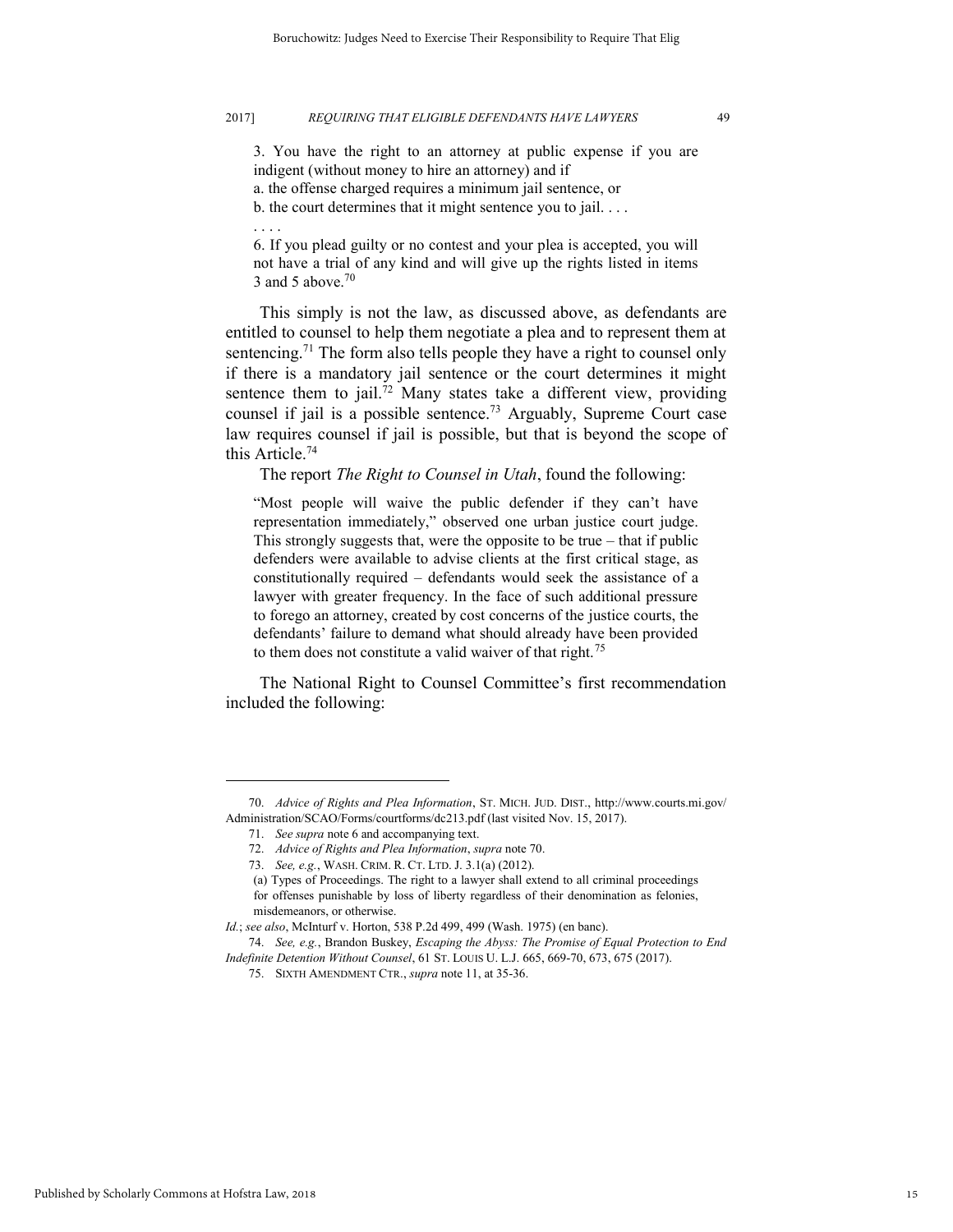> 3. You have the right to an attorney at public expense if you are indigent (without money to hire an attorney) and if
> a. the offense charged requires a minimum jail sentence, or
> b. the court determines that it might sentence you to jail. . . .
> . . . .
> 6. If you plead guilty or no contest and your plea is accepted, you will not have a trial of any kind and will give up the rights listed in items 3 and 5 above.[70]

This simply is not the law, as discussed above, as defendants are entitled to counsel to help them negotiate a plea and to represent them at sentencing.[71] The form also tells people they have a right to counsel only if there is a mandatory jail sentence or the court determines it might sentence them to jail.[72] Many states take a different view, providing counsel if jail is a possible sentence.[73] Arguably, Supreme Court case law requires counsel if jail is possible, but that is beyond the scope of this Article.[74]

The report *The Right to Counsel in Utah*, found the following:

> "Most people will waive the public defender if they can't have representation immediately," observed one urban justice court judge. This strongly suggests that, were the opposite to be true – that if public defenders were available to advise clients at the first critical stage, as constitutionally required – defendants would seek the assistance of a lawyer with greater frequency. In the face of such additional pressure to forego an attorney, created by cost concerns of the justice courts, the defendants' failure to demand what should already have been provided to them does not constitute a valid waiver of that right.[75]

The National Right to Counsel Committee's first recommendation included the following:

---

70. *Advice of Rights and Plea Information*, ST. MICH. JUD. DIST., http://www.courts.mi.gov/Administration/SCAO/Forms/courtforms/dc213.pdf (last visited Nov. 15, 2017).

71. *See supra* note 6 and accompanying text.

72. *Advice of Rights and Plea Information*, *supra* note 70.

73. *See, e.g.*, WASH. CRIM. R. CT. LTD. J. 3.1(a) (2012).

> (a) Types of Proceedings. The right to a lawyer shall extend to all criminal proceedings for offenses punishable by loss of liberty regardless of their denomination as felonies, misdemeanors, or otherwise.

*Id.*; *see also*, McInturf v. Horton, 538 P.2d 499, 499 (Wash. 1975) (en banc).

74. *See, e.g.*, Brandon Buskey, *Escaping the Abyss: The Promise of Equal Protection to End Indefinite Detention Without Counsel*, 61 ST. LOUIS U. L.J. 665, 669-70, 673, 675 (2017).

75. SIXTH AMENDMENT CTR., *supra* note 11, at 35-36.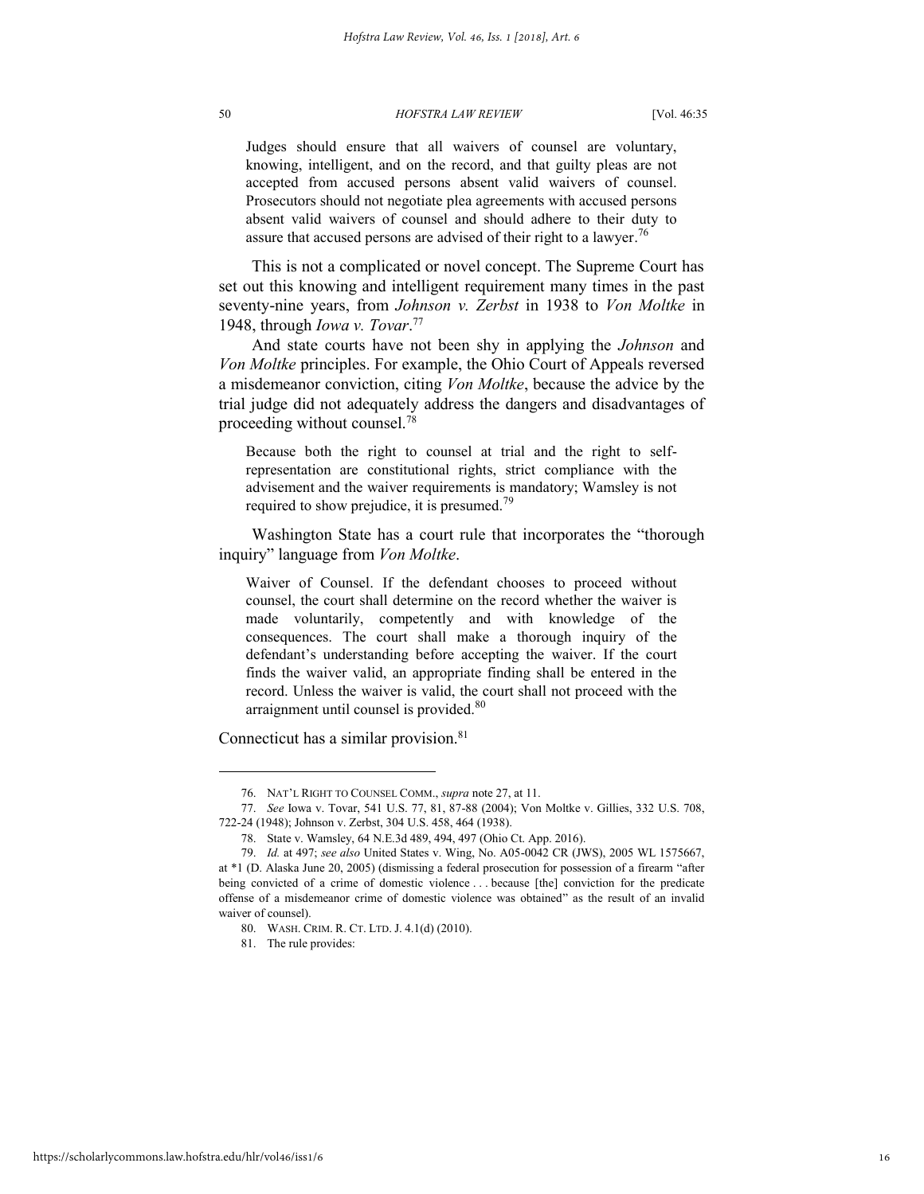> Judges should ensure that all waivers of counsel are voluntary, knowing, intelligent, and on the record, and that guilty pleas are not accepted from accused persons absent valid waivers of counsel. Prosecutors should not negotiate plea agreements with accused persons absent valid waivers of counsel and should adhere to their duty to assure that accused persons are advised of their right to a lawyer.[76]

This is not a complicated or novel concept. The Supreme Court has set out this knowing and intelligent requirement many times in the past seventy-nine years, from *Johnson v. Zerbst* in 1938 to *Von Moltke* in 1948, through *Iowa v. Tovar*.[77]

And state courts have not been shy in applying the *Johnson* and *Von Moltke* principles. For example, the Ohio Court of Appeals reversed a misdemeanor conviction, citing *Von Moltke*, because the advice by the trial judge did not adequately address the dangers and disadvantages of proceeding without counsel.[78]

> Because both the right to counsel at trial and the right to self-representation are constitutional rights, strict compliance with the advisement and the waiver requirements is mandatory; Wamsley is not required to show prejudice, it is presumed.[79]

Washington State has a court rule that incorporates the "thorough inquiry" language from *Von Moltke*.

> Waiver of Counsel. If the defendant chooses to proceed without counsel, the court shall determine on the record whether the waiver is made voluntarily, competently and with knowledge of the consequences. The court shall make a thorough inquiry of the defendant's understanding before accepting the waiver. If the court finds the waiver valid, an appropriate finding shall be entered in the record. Unless the waiver is valid, the court shall not proceed with the arraignment until counsel is provided.[80]

Connecticut has a similar provision.[81]

---

76. NAT'L RIGHT TO COUNSEL COMM., *supra* note 27, at 11.

77. *See* Iowa v. Tovar, 541 U.S. 77, 81, 87-88 (2004); Von Moltke v. Gillies, 332 U.S. 708, 722-24 (1948); Johnson v. Zerbst, 304 U.S. 458, 464 (1938).

78. State v. Wamsley, 64 N.E.3d 489, 494, 497 (Ohio Ct. App. 2016).

79. *Id.* at 497; *see also* United States v. Wing, No. A05-0042 CR (JWS), 2005 WL 1575667, at \*1 (D. Alaska June 20, 2005) (dismissing a federal prosecution for possession of a firearm "after being convicted of a crime of domestic violence . . . because [the] conviction for the predicate offense of a misdemeanor crime of domestic violence was obtained" as the result of an invalid waiver of counsel).

80. WASH. CRIM. R. CT. LTD. J. 4.1(d) (2010).

81. The rule provides: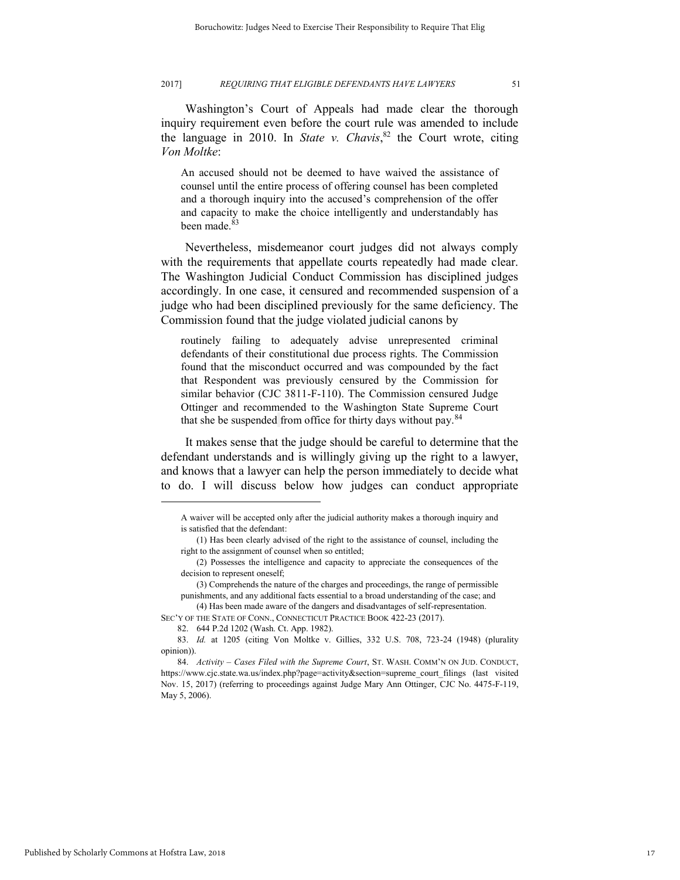Washington's Court of Appeals had made clear the thorough inquiry requirement even before the court rule was amended to include the language in 2010. In *State v. Chavis*,[82] the Court wrote, citing *Von Moltke*:

> An accused should not be deemed to have waived the assistance of counsel until the entire process of offering counsel has been completed and a thorough inquiry into the accused's comprehension of the offer and capacity to make the choice intelligently and understandably has been made.[83]

Nevertheless, misdemeanor court judges did not always comply with the requirements that appellate courts repeatedly had made clear. The Washington Judicial Conduct Commission has disciplined judges accordingly. In one case, it censured and recommended suspension of a judge who had been disciplined previously for the same deficiency. The Commission found that the judge violated judicial canons by

> routinely failing to adequately advise unrepresented criminal defendants of their constitutional due process rights. The Commission found that the misconduct occurred and was compounded by the fact that Respondent was previously censured by the Commission for similar behavior (CJC 3811-F-110). The Commission censured Judge Ottinger and recommended to the Washington State Supreme Court that she be suspended from office for thirty days without pay.[84]

It makes sense that the judge should be careful to determine that the defendant understands and is willingly giving up the right to a lawyer, and knows that a lawyer can help the person immediately to decide what to do. I will discuss below how judges can conduct appropriate

---

A waiver will be accepted only after the judicial authority makes a thorough inquiry and is satisfied that the defendant:

(1) Has been clearly advised of the right to the assistance of counsel, including the right to the assignment of counsel when so entitled;

(2) Possesses the intelligence and capacity to appreciate the consequences of the decision to represent oneself;

(3) Comprehends the nature of the charges and proceedings, the range of permissible punishments, and any additional facts essential to a broad understanding of the case; and

(4) Has been made aware of the dangers and disadvantages of self-representation.

SEC'Y OF THE STATE OF CONN., CONNECTICUT PRACTICE BOOK 422-23 (2017).

82. 644 P.2d 1202 (Wash. Ct. App. 1982).

83. *Id.* at 1205 (citing Von Moltke v. Gillies, 332 U.S. 708, 723-24 (1948) (plurality opinion)).

84. *Activity – Cases Filed with the Supreme Court*, ST. WASH. COMM'N ON JUD. CONDUCT, https://www.cjc.state.wa.us/index.php?page=activity&section=supreme_court_filings (last visited Nov. 15, 2017) (referring to proceedings against Judge Mary Ann Ottinger, CJC No. 4475-F-119, May 5, 2006).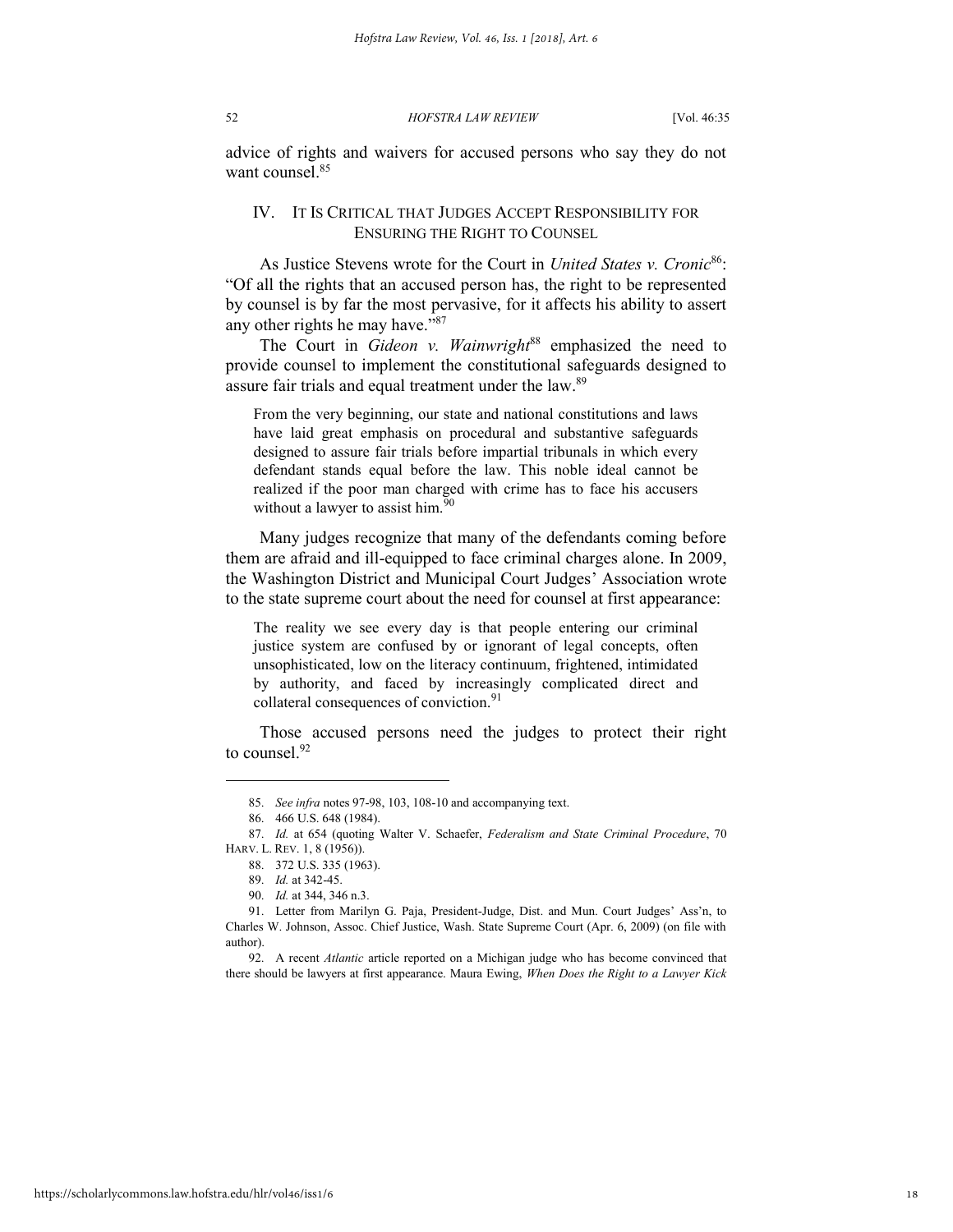advice of rights and waivers for accused persons who say they do not want counsel.[85]

## IV. IT IS CRITICAL THAT JUDGES ACCEPT RESPONSIBILITY FOR ENSURING THE RIGHT TO COUNSEL

As Justice Stevens wrote for the Court in *United States v. Cronic*[86]: "Of all the rights that an accused person has, the right to be represented by counsel is by far the most pervasive, for it affects his ability to assert any other rights he may have."[87]

The Court in *Gideon v. Wainwright*[88] emphasized the need to provide counsel to implement the constitutional safeguards designed to assure fair trials and equal treatment under the law.[89]

> From the very beginning, our state and national constitutions and laws have laid great emphasis on procedural and substantive safeguards designed to assure fair trials before impartial tribunals in which every defendant stands equal before the law. This noble ideal cannot be realized if the poor man charged with crime has to face his accusers without a lawyer to assist him.[90]

Many judges recognize that many of the defendants coming before them are afraid and ill-equipped to face criminal charges alone. In 2009, the Washington District and Municipal Court Judges' Association wrote to the state supreme court about the need for counsel at first appearance:

> The reality we see every day is that people entering our criminal justice system are confused by or ignorant of legal concepts, often unsophisticated, low on the literacy continuum, frightened, intimidated by authority, and faced by increasingly complicated direct and collateral consequences of conviction.[91]

Those accused persons need the judges to protect their right to counsel.[92]

---

85. *See infra* notes 97-98, 103, 108-10 and accompanying text.

86. 466 U.S. 648 (1984).

87. *Id.* at 654 (quoting Walter V. Schaefer, *Federalism and State Criminal Procedure*, 70 HARV. L. REV. 1, 8 (1956)).

88. 372 U.S. 335 (1963).

89. *Id.* at 342-45.

90. *Id.* at 344, 346 n.3.

91. Letter from Marilyn G. Paja, President-Judge, Dist. and Mun. Court Judges' Ass'n, to Charles W. Johnson, Assoc. Chief Justice, Wash. State Supreme Court (Apr. 6, 2009) (on file with author).

92. A recent *Atlantic* article reported on a Michigan judge who has become convinced that there should be lawyers at first appearance. Maura Ewing, *When Does the Right to a Lawyer Kick*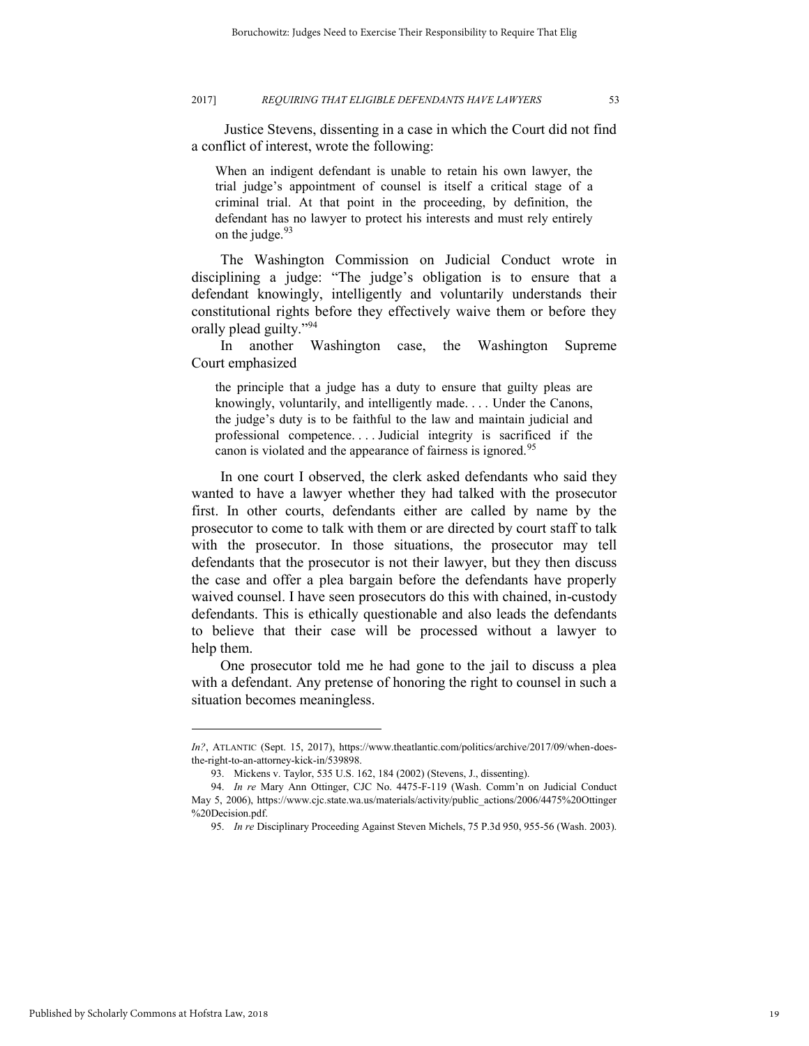Justice Stevens, dissenting in a case in which the Court did not find a conflict of interest, wrote the following:

> When an indigent defendant is unable to retain his own lawyer, the trial judge's appointment of counsel is itself a critical stage of a criminal trial. At that point in the proceeding, by definition, the defendant has no lawyer to protect his interests and must rely entirely on the judge.[93]

The Washington Commission on Judicial Conduct wrote in disciplining a judge: "The judge's obligation is to ensure that a defendant knowingly, intelligently and voluntarily understands their constitutional rights before they effectively waive them or before they orally plead guilty."[94]

In another Washington case, the Washington Supreme Court emphasized

> the principle that a judge has a duty to ensure that guilty pleas are knowingly, voluntarily, and intelligently made. . . . Under the Canons, the judge's duty is to be faithful to the law and maintain judicial and professional competence. . . . Judicial integrity is sacrificed if the canon is violated and the appearance of fairness is ignored.[95]

In one court I observed, the clerk asked defendants who said they wanted to have a lawyer whether they had talked with the prosecutor first. In other courts, defendants either are called by name by the prosecutor to come to talk with them or are directed by court staff to talk with the prosecutor. In those situations, the prosecutor may tell defendants that the prosecutor is not their lawyer, but they then discuss the case and offer a plea bargain before the defendants have properly waived counsel. I have seen prosecutors do this with chained, in-custody defendants. This is ethically questionable and also leads the defendants to believe that their case will be processed without a lawyer to help them.

One prosecutor told me he had gone to the jail to discuss a plea with a defendant. Any pretense of honoring the right to counsel in such a situation becomes meaningless.

---

*In?*, ATLANTIC (Sept. 15, 2017), https://www.theatlantic.com/politics/archive/2017/09/when-does-the-right-to-an-attorney-kick-in/539898.

93. Mickens v. Taylor, 535 U.S. 162, 184 (2002) (Stevens, J., dissenting).

94. *In re* Mary Ann Ottinger, CJC No. 4475-F-119 (Wash. Comm'n on Judicial Conduct May 5, 2006), https://www.cjc.state.wa.us/materials/activity/public_actions/2006/4475%20Ottinger%20Decision.pdf.

95. *In re* Disciplinary Proceeding Against Steven Michels, 75 P.3d 950, 955-56 (Wash. 2003).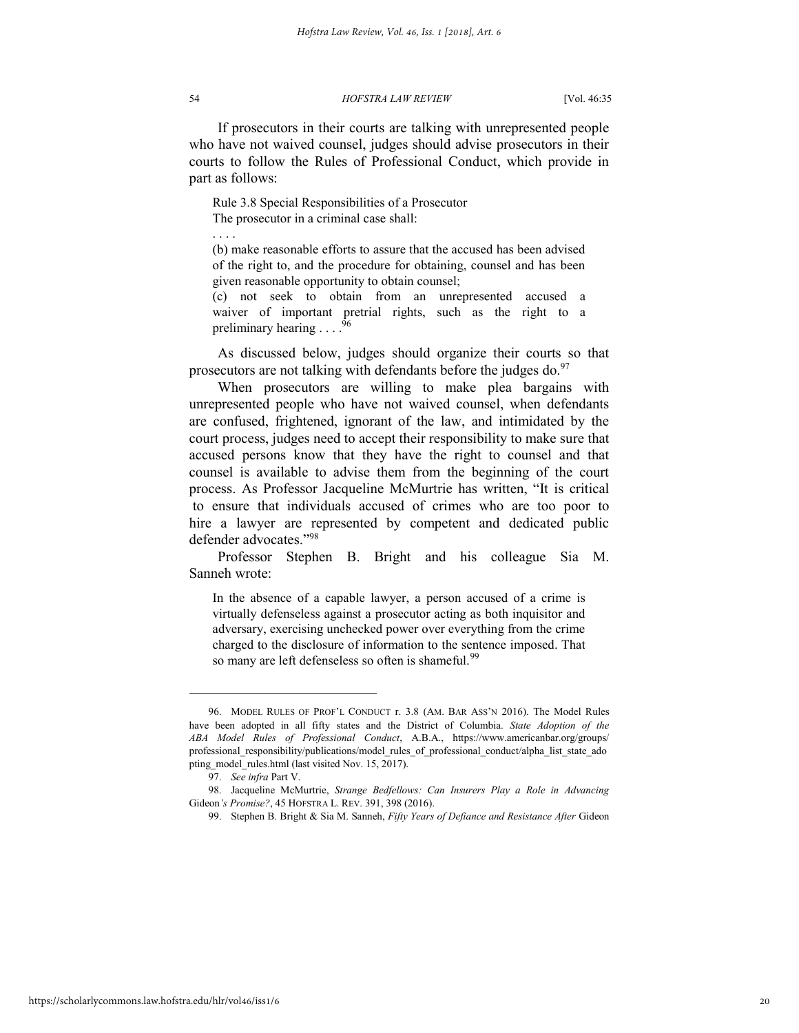If prosecutors in their courts are talking with unrepresented people who have not waived counsel, judges should advise prosecutors in their courts to follow the Rules of Professional Conduct, which provide in part as follows:

> Rule 3.8 Special Responsibilities of a Prosecutor
> The prosecutor in a criminal case shall:
> . . . .
> (b) make reasonable efforts to assure that the accused has been advised of the right to, and the procedure for obtaining, counsel and has been given reasonable opportunity to obtain counsel;
> (c) not seek to obtain from an unrepresented accused a waiver of important pretrial rights, such as the right to a preliminary hearing . . . .[96]

As discussed below, judges should organize their courts so that prosecutors are not talking with defendants before the judges do.[97]

When prosecutors are willing to make plea bargains with unrepresented people who have not waived counsel, when defendants are confused, frightened, ignorant of the law, and intimidated by the court process, judges need to accept their responsibility to make sure that accused persons know that they have the right to counsel and that counsel is available to advise them from the beginning of the court process. As Professor Jacqueline McMurtrie has written, "It is critical to ensure that individuals accused of crimes who are too poor to hire a lawyer are represented by competent and dedicated public defender advocates."[98]

Professor Stephen B. Bright and his colleague Sia M. Sanneh wrote:

> In the absence of a capable lawyer, a person accused of a crime is virtually defenseless against a prosecutor acting as both inquisitor and adversary, exercising unchecked power over everything from the crime charged to the disclosure of information to the sentence imposed. That so many are left defenseless so often is shameful.[99]

---

96. MODEL RULES OF PROF'L CONDUCT r. 3.8 (AM. BAR ASS'N 2016). The Model Rules have been adopted in all fifty states and the District of Columbia. *State Adoption of the ABA Model Rules of Professional Conduct*, A.B.A., https://www.americanbar.org/groups/professional_responsibility/publications/model_rules_of_professional_conduct/alpha_list_state_adopting_model_rules.html (last visited Nov. 15, 2017).

97. *See infra* Part V.

98. Jacqueline McMurtrie, *Strange Bedfellows: Can Insurers Play a Role in Advancing* Gideon*'s Promise?*, 45 HOFSTRA L. REV. 391, 398 (2016).

99. Stephen B. Bright & Sia M. Sanneh, *Fifty Years of Defiance and Resistance After* Gideon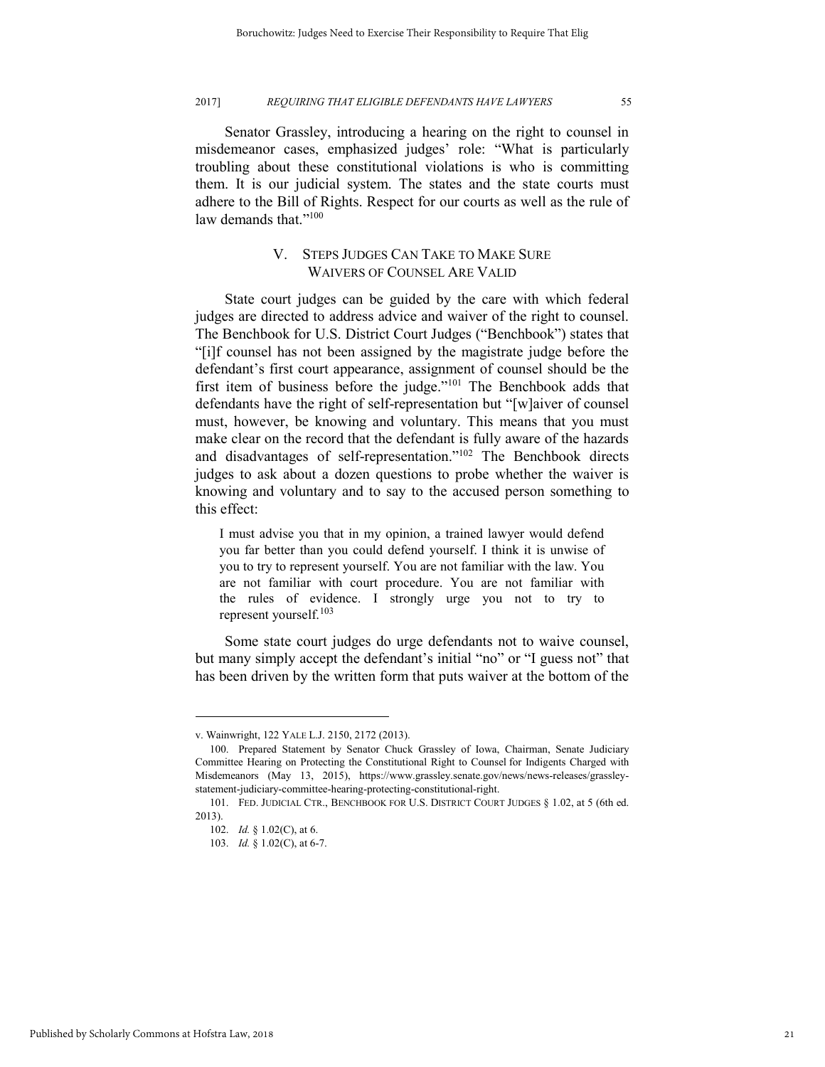Senator Grassley, introducing a hearing on the right to counsel in misdemeanor cases, emphasized judges' role: "What is particularly troubling about these constitutional violations is who is committing them. It is our judicial system. The states and the state courts must adhere to the Bill of Rights. Respect for our courts as well as the rule of law demands that."[100]

## V. STEPS JUDGES CAN TAKE TO MAKE SURE WAIVERS OF COUNSEL ARE VALID

State court judges can be guided by the care with which federal judges are directed to address advice and waiver of the right to counsel. The Benchbook for U.S. District Court Judges ("Benchbook") states that "[i]f counsel has not been assigned by the magistrate judge before the defendant's first court appearance, assignment of counsel should be the first item of business before the judge."[101] The Benchbook adds that defendants have the right of self-representation but "[w]aiver of counsel must, however, be knowing and voluntary. This means that you must make clear on the record that the defendant is fully aware of the hazards and disadvantages of self-representation."[102] The Benchbook directs judges to ask about a dozen questions to probe whether the waiver is knowing and voluntary and to say to the accused person something to this effect:

> I must advise you that in my opinion, a trained lawyer would defend you far better than you could defend yourself. I think it is unwise of you to try to represent yourself. You are not familiar with the law. You are not familiar with court procedure. You are not familiar with the rules of evidence. I strongly urge you not to try to represent yourself.[103]

Some state court judges do urge defendants not to waive counsel, but many simply accept the defendant's initial "no" or "I guess not" that has been driven by the written form that puts waiver at the bottom of the

---

v. Wainwright, 122 YALE L.J. 2150, 2172 (2013).

100. Prepared Statement by Senator Chuck Grassley of Iowa, Chairman, Senate Judiciary Committee Hearing on Protecting the Constitutional Right to Counsel for Indigents Charged with Misdemeanors (May 13, 2015), https://www.grassley.senate.gov/news/news-releases/grassley-statement-judiciary-committee-hearing-protecting-constitutional-right.

101. FED. JUDICIAL CTR., BENCHBOOK FOR U.S. DISTRICT COURT JUDGES § 1.02, at 5 (6th ed. 2013).

102. *Id.* § 1.02(C), at 6.

103. *Id.* § 1.02(C), at 6-7.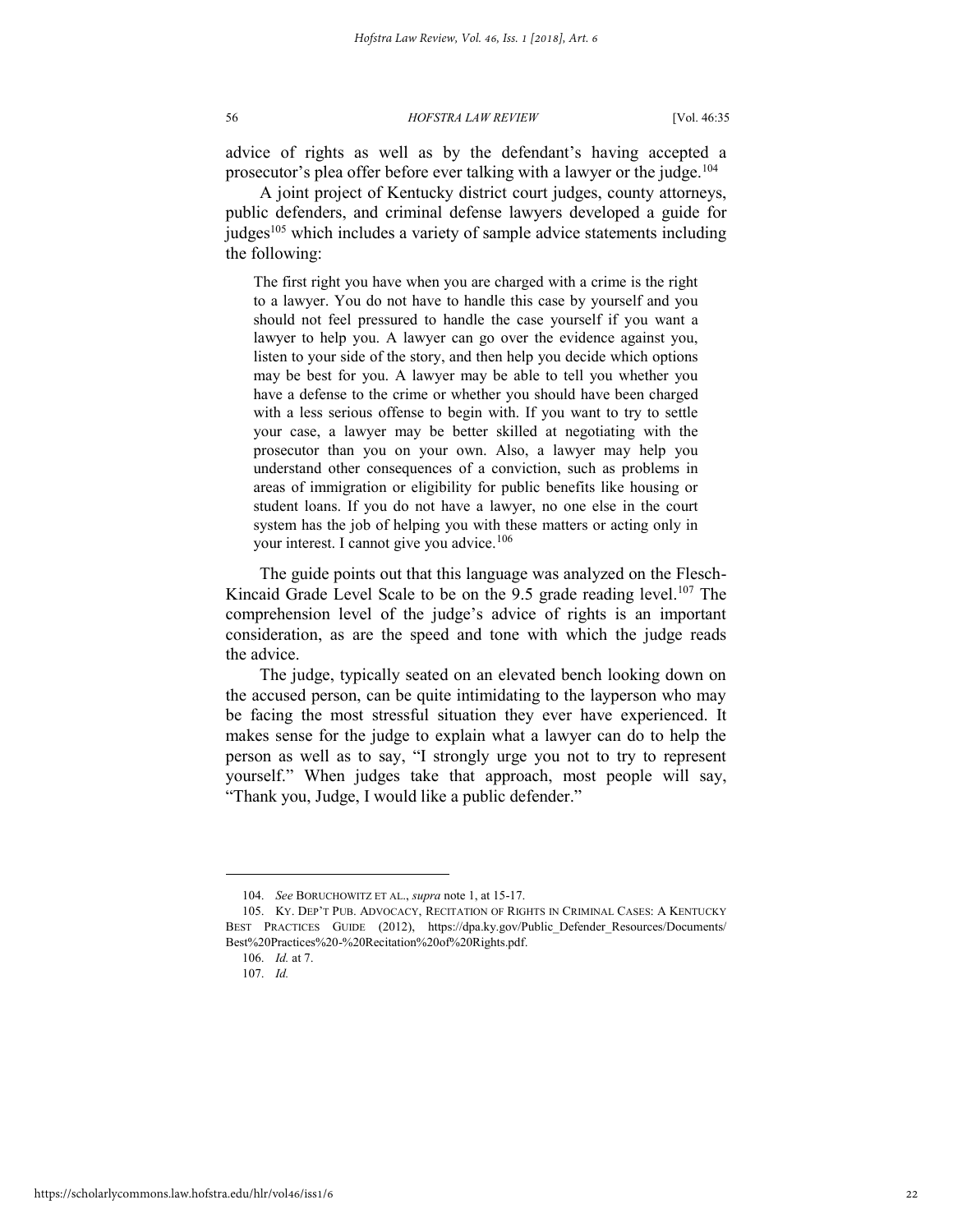advice of rights as well as by the defendant's having accepted a prosecutor's plea offer before ever talking with a lawyer or the judge.[104]

A joint project of Kentucky district court judges, county attorneys, public defenders, and criminal defense lawyers developed a guide for judges[105] which includes a variety of sample advice statements including the following:

> The first right you have when you are charged with a crime is the right to a lawyer. You do not have to handle this case by yourself and you should not feel pressured to handle the case yourself if you want a lawyer to help you. A lawyer can go over the evidence against you, listen to your side of the story, and then help you decide which options may be best for you. A lawyer may be able to tell you whether you have a defense to the crime or whether you should have been charged with a less serious offense to begin with. If you want to try to settle your case, a lawyer may be better skilled at negotiating with the prosecutor than you on your own. Also, a lawyer may help you understand other consequences of a conviction, such as problems in areas of immigration or eligibility for public benefits like housing or student loans. If you do not have a lawyer, no one else in the court system has the job of helping you with these matters or acting only in your interest. I cannot give you advice.[106]

The guide points out that this language was analyzed on the Flesch-Kincaid Grade Level Scale to be on the 9.5 grade reading level.[107] The comprehension level of the judge's advice of rights is an important consideration, as are the speed and tone with which the judge reads the advice.

The judge, typically seated on an elevated bench looking down on the accused person, can be quite intimidating to the layperson who may be facing the most stressful situation they ever have experienced. It makes sense for the judge to explain what a lawyer can do to help the person as well as to say, "I strongly urge you not to try to represent yourself." When judges take that approach, most people will say, "Thank you, Judge, I would like a public defender."

---

104. *See* BORUCHOWITZ ET AL., *supra* note 1, at 15-17.

105. KY. DEP'T PUB. ADVOCACY, RECITATION OF RIGHTS IN CRIMINAL CASES: A KENTUCKY BEST PRACTICES GUIDE (2012), https://dpa.ky.gov/Public_Defender_Resources/Documents/Best%20Practices%20-%20Recitation%20of%20Rights.pdf.

106. *Id.* at 7.

107. *Id.*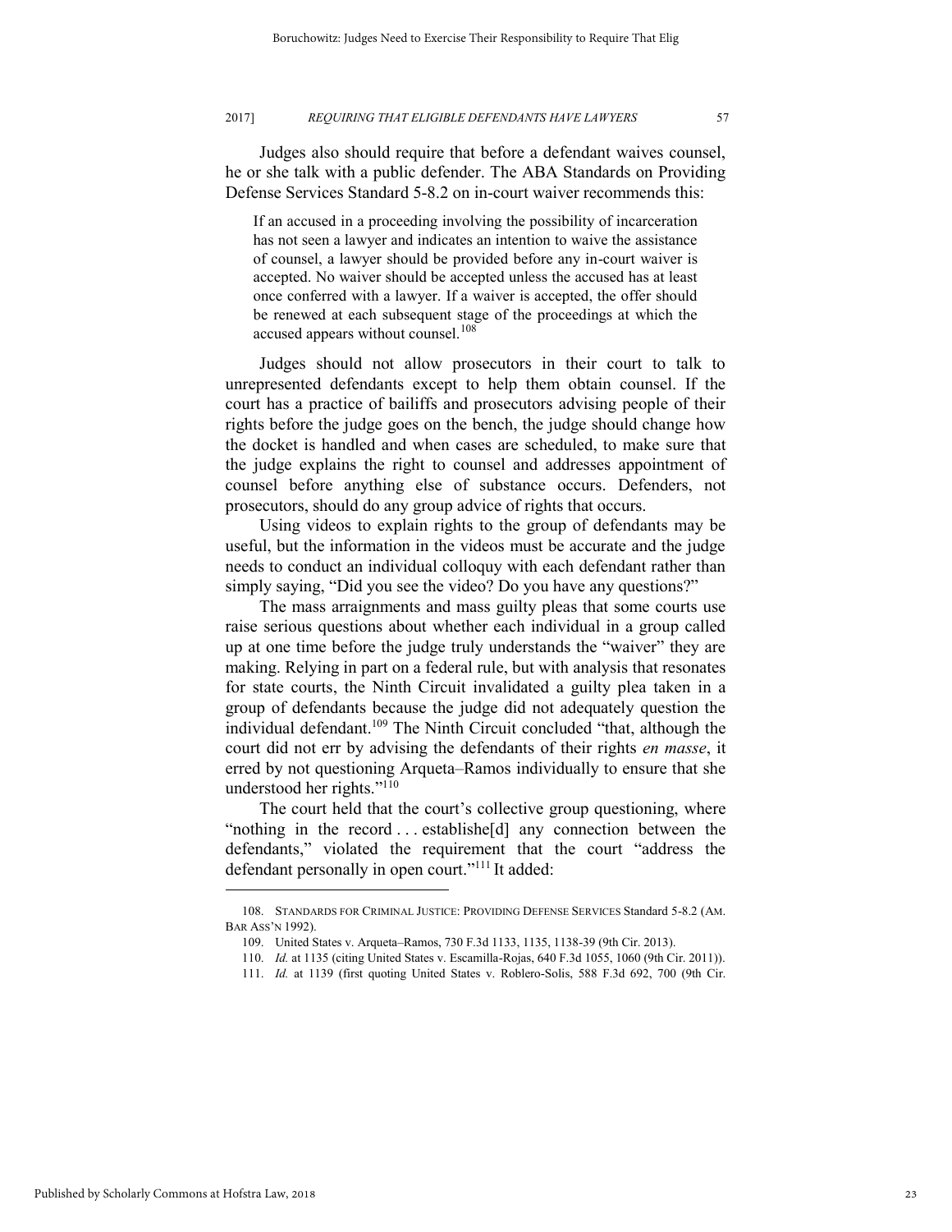Judges also should require that before a defendant waives counsel, he or she talk with a public defender. The ABA Standards on Providing Defense Services Standard 5-8.2 on in-court waiver recommends this:

> If an accused in a proceeding involving the possibility of incarceration has not seen a lawyer and indicates an intention to waive the assistance of counsel, a lawyer should be provided before any in-court waiver is accepted. No waiver should be accepted unless the accused has at least once conferred with a lawyer. If a waiver is accepted, the offer should be renewed at each subsequent stage of the proceedings at which the accused appears without counsel.[108]

Judges should not allow prosecutors in their court to talk to unrepresented defendants except to help them obtain counsel. If the court has a practice of bailiffs and prosecutors advising people of their rights before the judge goes on the bench, the judge should change how the docket is handled and when cases are scheduled, to make sure that the judge explains the right to counsel and addresses appointment of counsel before anything else of substance occurs. Defenders, not prosecutors, should do any group advice of rights that occurs.

Using videos to explain rights to the group of defendants may be useful, but the information in the videos must be accurate and the judge needs to conduct an individual colloquy with each defendant rather than simply saying, "Did you see the video? Do you have any questions?"

The mass arraignments and mass guilty pleas that some courts use raise serious questions about whether each individual in a group called up at one time before the judge truly understands the "waiver" they are making. Relying in part on a federal rule, but with analysis that resonates for state courts, the Ninth Circuit invalidated a guilty plea taken in a group of defendants because the judge did not adequately question the individual defendant.[109] The Ninth Circuit concluded "that, although the court did not err by advising the defendants of their rights *en masse*, it erred by not questioning Arqueta–Ramos individually to ensure that she understood her rights."[110]

The court held that the court's collective group questioning, where "nothing in the record . . . establishe[d] any connection between the defendants," violated the requirement that the court "address the defendant personally in open court."[111] It added:

---

108. STANDARDS FOR CRIMINAL JUSTICE: PROVIDING DEFENSE SERVICES Standard 5-8.2 (AM. BAR ASS'N 1992).

109. United States v. Arqueta–Ramos, 730 F.3d 1133, 1135, 1138-39 (9th Cir. 2013).

110. *Id.* at 1135 (citing United States v. Escamilla-Rojas, 640 F.3d 1055, 1060 (9th Cir. 2011)).

111. *Id.* at 1139 (first quoting United States v. Roblero-Solis, 588 F.3d 692, 700 (9th Cir.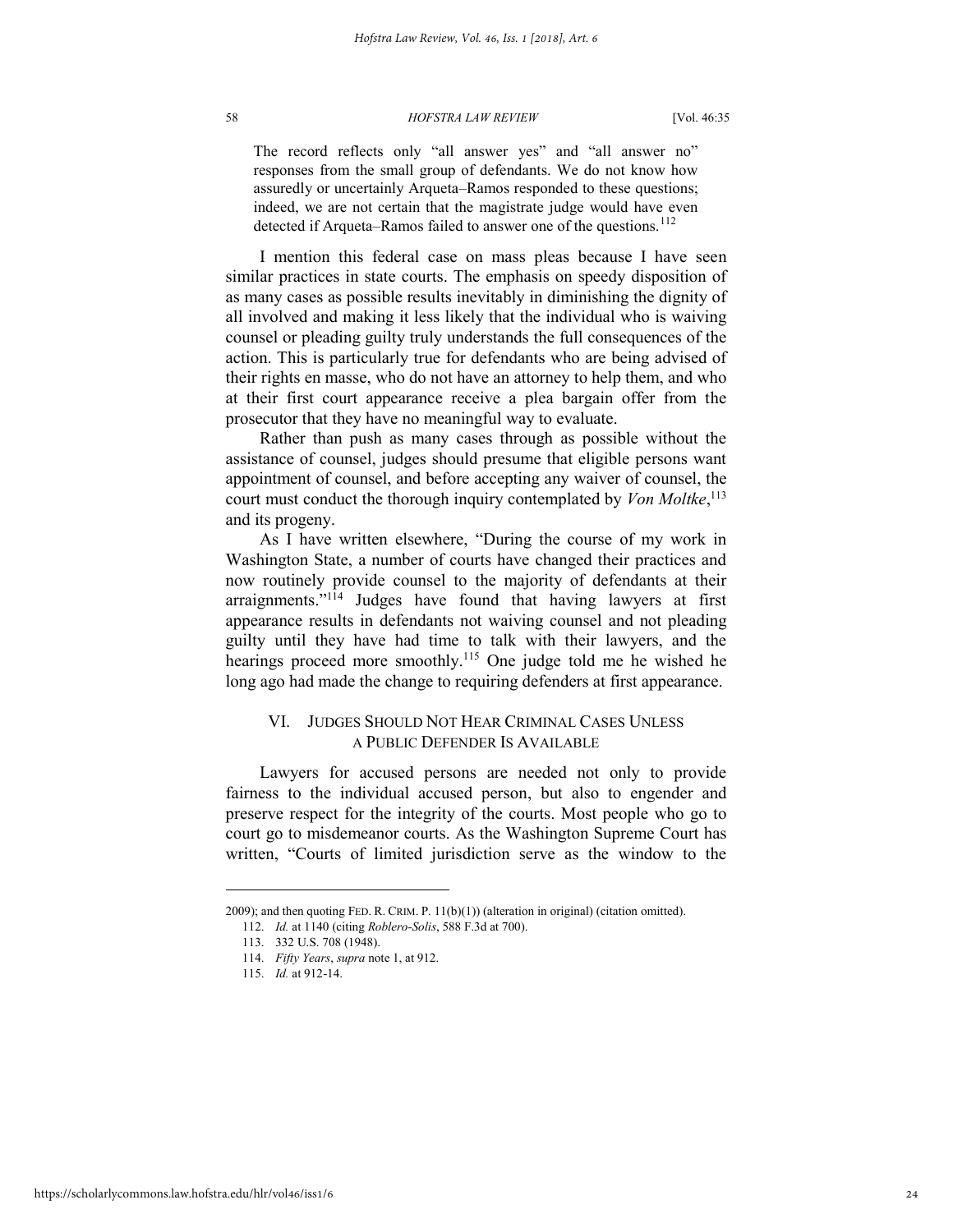The record reflects only "all answer yes" and "all answer no" responses from the small group of defendants. We do not know how assuredly or uncertainly Arqueta–Ramos responded to these questions; indeed, we are not certain that the magistrate judge would have even detected if Arqueta–Ramos failed to answer one of the questions.[112]

I mention this federal case on mass pleas because I have seen similar practices in state courts. The emphasis on speedy disposition of as many cases as possible results inevitably in diminishing the dignity of all involved and making it less likely that the individual who is waiving counsel or pleading guilty truly understands the full consequences of the action. This is particularly true for defendants who are being advised of their rights en masse, who do not have an attorney to help them, and who at their first court appearance receive a plea bargain offer from the prosecutor that they have no meaningful way to evaluate.

Rather than push as many cases through as possible without the assistance of counsel, judges should presume that eligible persons want appointment of counsel, and before accepting any waiver of counsel, the court must conduct the thorough inquiry contemplated by *Von Moltke*,[113] and its progeny.

As I have written elsewhere, "During the course of my work in Washington State, a number of courts have changed their practices and now routinely provide counsel to the majority of defendants at their arraignments."[114] Judges have found that having lawyers at first appearance results in defendants not waiving counsel and not pleading guilty until they have had time to talk with their lawyers, and the hearings proceed more smoothly.[115] One judge told me he wished he long ago had made the change to requiring defenders at first appearance.

## VI. Judges Should Not Hear Criminal Cases Unless a Public Defender Is Available

Lawyers for accused persons are needed not only to provide fairness to the individual accused person, but also to engender and preserve respect for the integrity of the courts. Most people who go to court go to misdemeanor courts. As the Washington Supreme Court has written, "Courts of limited jurisdiction serve as the window to the

---

2009); and then quoting Fed. R. Crim. P. 11(b)(1)) (alteration in original) (citation omitted).

112. *Id.* at 1140 (citing *Roblero-Solis*, 588 F.3d at 700).

113. 332 U.S. 708 (1948).

114. *Fifty Years*, *supra* note 1, at 912.

115. *Id.* at 912-14.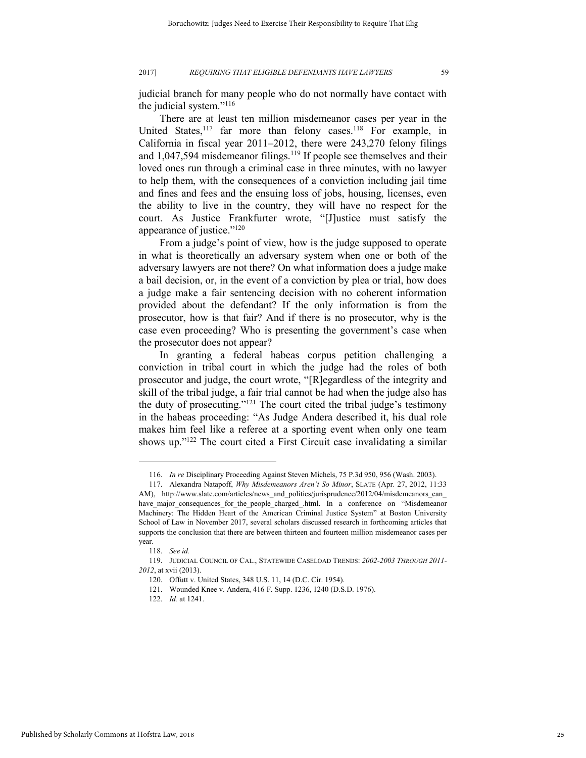judicial branch for many people who do not normally have contact with the judicial system."[116]

There are at least ten million misdemeanor cases per year in the United States,[117] far more than felony cases.[118] For example, in California in fiscal year 2011–2012, there were 243,270 felony filings and 1,047,594 misdemeanor filings.[119] If people see themselves and their loved ones run through a criminal case in three minutes, with no lawyer to help them, with the consequences of a conviction including jail time and fines and fees and the ensuing loss of jobs, housing, licenses, even the ability to live in the country, they will have no respect for the court. As Justice Frankfurter wrote, "[J]ustice must satisfy the appearance of justice."[120]

From a judge's point of view, how is the judge supposed to operate in what is theoretically an adversary system when one or both of the adversary lawyers are not there? On what information does a judge make a bail decision, or, in the event of a conviction by plea or trial, how does a judge make a fair sentencing decision with no coherent information provided about the defendant? If the only information is from the prosecutor, how is that fair? And if there is no prosecutor, why is the case even proceeding? Who is presenting the government's case when the prosecutor does not appear?

In granting a federal habeas corpus petition challenging a conviction in tribal court in which the judge had the roles of both prosecutor and judge, the court wrote, "[R]egardless of the integrity and skill of the tribal judge, a fair trial cannot be had when the judge also has the duty of prosecuting."[121] The court cited the tribal judge's testimony in the habeas proceeding: "As Judge Andera described it, his dual role makes him feel like a referee at a sporting event when only one team shows up."[122] The court cited a First Circuit case invalidating a similar

---

116. *In re* Disciplinary Proceeding Against Steven Michels, 75 P.3d 950, 956 (Wash. 2003).

117. Alexandra Natapoff, *Why Misdemeanors Aren't So Minor*, SLATE (Apr. 27, 2012, 11:33 AM), http://www.slate.com/articles/news_and_politics/jurisprudence/2012/04/misdemeanors_can_have_major_consequences_for_the_people_charged_.html. In a conference on "Misdemeanor Machinery: The Hidden Heart of the American Criminal Justice System" at Boston University School of Law in November 2017, several scholars discussed research in forthcoming articles that supports the conclusion that there are between thirteen and fourteen million misdemeanor cases per year.

118. *See id.*

119. JUDICIAL COUNCIL OF CAL., STATEWIDE CASELOAD TRENDS: *2002-2003 THROUGH 2011-2012*, at xvii (2013).

120. Offutt v. United States, 348 U.S. 11, 14 (D.C. Cir. 1954).

121. Wounded Knee v. Andera, 416 F. Supp. 1236, 1240 (D.S.D. 1976).

122. *Id.* at 1241.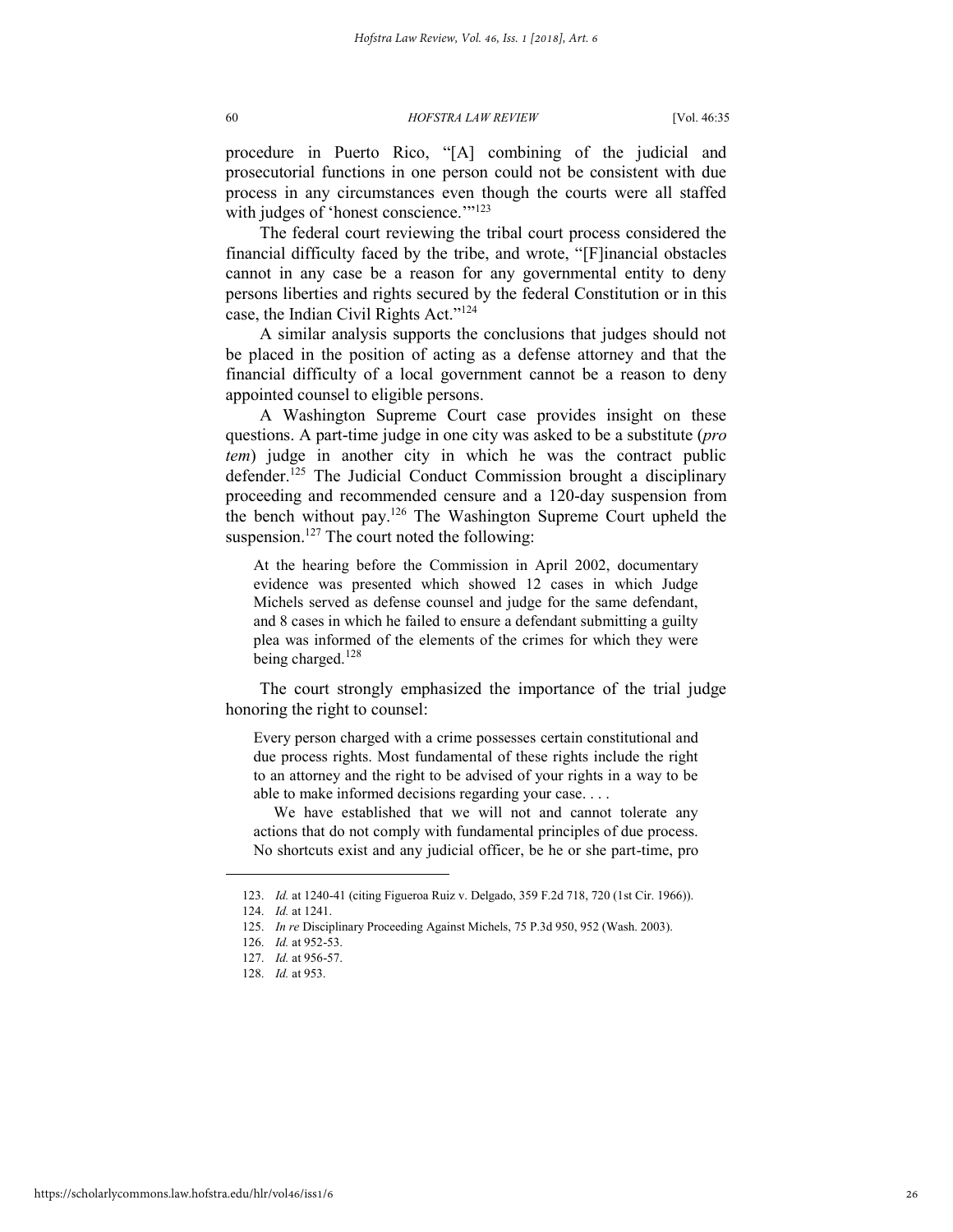procedure in Puerto Rico, "[A] combining of the judicial and prosecutorial functions in one person could not be consistent with due process in any circumstances even though the courts were all staffed with judges of 'honest conscience.'"[123]

The federal court reviewing the tribal court process considered the financial difficulty faced by the tribe, and wrote, "[F]inancial obstacles cannot in any case be a reason for any governmental entity to deny persons liberties and rights secured by the federal Constitution or in this case, the Indian Civil Rights Act."[124]

A similar analysis supports the conclusions that judges should not be placed in the position of acting as a defense attorney and that the financial difficulty of a local government cannot be a reason to deny appointed counsel to eligible persons.

A Washington Supreme Court case provides insight on these questions. A part-time judge in one city was asked to be a substitute (*pro tem*) judge in another city in which he was the contract public defender.[125] The Judicial Conduct Commission brought a disciplinary proceeding and recommended censure and a 120-day suspension from the bench without pay.[126] The Washington Supreme Court upheld the suspension.[127] The court noted the following:

> At the hearing before the Commission in April 2002, documentary evidence was presented which showed 12 cases in which Judge Michels served as defense counsel and judge for the same defendant, and 8 cases in which he failed to ensure a defendant submitting a guilty plea was informed of the elements of the crimes for which they were being charged.[128]

The court strongly emphasized the importance of the trial judge honoring the right to counsel:

> Every person charged with a crime possesses certain constitutional and due process rights. Most fundamental of these rights include the right to an attorney and the right to be advised of your rights in a way to be able to make informed decisions regarding your case. . . .
>
> We have established that we will not and cannot tolerate any actions that do not comply with fundamental principles of due process. No shortcuts exist and any judicial officer, be he or she part-time, pro

---

123. *Id.* at 1240-41 (citing Figueroa Ruiz v. Delgado, 359 F.2d 718, 720 (1st Cir. 1966)).

124. *Id.* at 1241.

125. *In re* Disciplinary Proceeding Against Michels, 75 P.3d 950, 952 (Wash. 2003).

126. *Id.* at 952-53.

127. *Id.* at 956-57.

128. *Id.* at 953.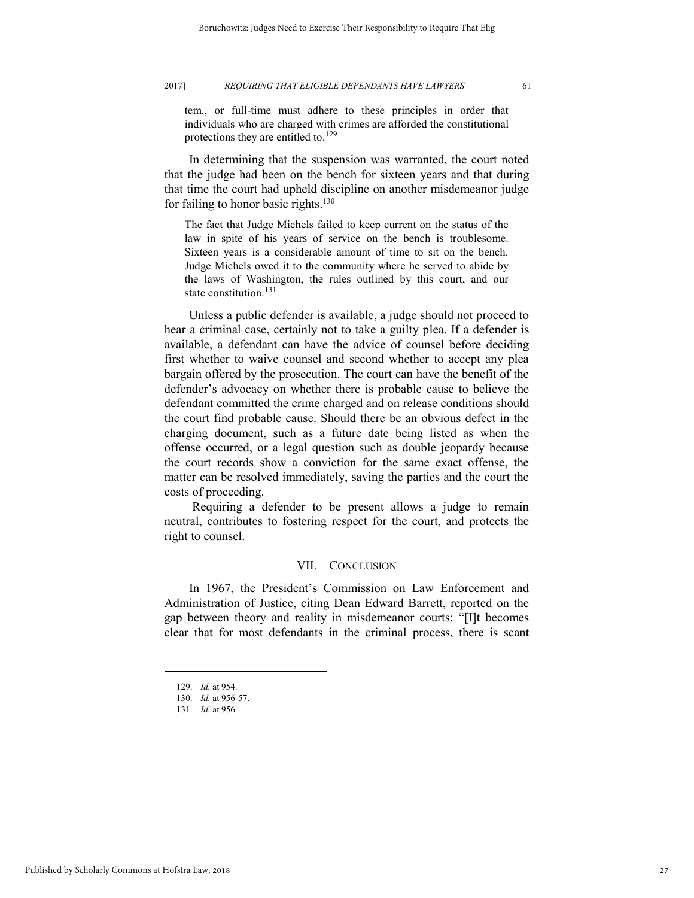tem., or full-time must adhere to these principles in order that individuals who are charged with crimes are afforded the constitutional protections they are entitled to.[129]

In determining that the suspension was warranted, the court noted that the judge had been on the bench for sixteen years and that during that time the court had upheld discipline on another misdemeanor judge for failing to honor basic rights.[130]

> The fact that Judge Michels failed to keep current on the status of the law in spite of his years of service on the bench is troublesome. Sixteen years is a considerable amount of time to sit on the bench. Judge Michels owed it to the community where he served to abide by the laws of Washington, the rules outlined by this court, and our state constitution.[131]

Unless a public defender is available, a judge should not proceed to hear a criminal case, certainly not to take a guilty plea. If a defender is available, a defendant can have the advice of counsel before deciding first whether to waive counsel and second whether to accept any plea bargain offered by the prosecution. The court can have the benefit of the defender's advocacy on whether there is probable cause to believe the defendant committed the crime charged and on release conditions should the court find probable cause. Should there be an obvious defect in the charging document, such as a future date being listed as when the offense occurred, or a legal question such as double jeopardy because the court records show a conviction for the same exact offense, the matter can be resolved immediately, saving the parties and the court the costs of proceeding.

Requiring a defender to be present allows a judge to remain neutral, contributes to fostering respect for the court, and protects the right to counsel.

## VII. CONCLUSION

In 1967, the President's Commission on Law Enforcement and Administration of Justice, citing Dean Edward Barrett, reported on the gap between theory and reality in misdemeanor courts: "[I]t becomes clear that for most defendants in the criminal process, there is scant

---

129. *Id.* at 954.

130. *Id.* at 956-57.

131. *Id.* at 956.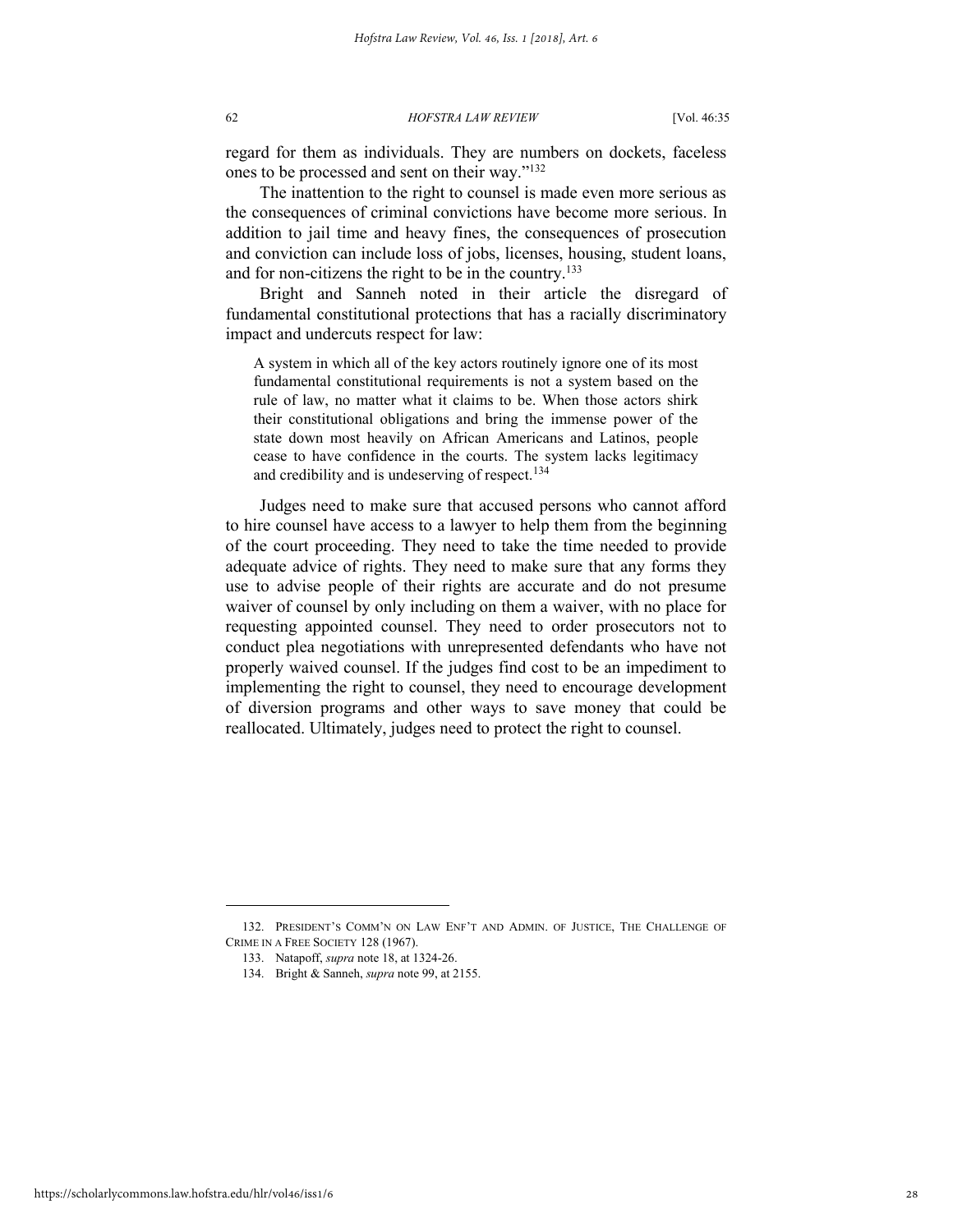regard for them as individuals. They are numbers on dockets, faceless ones to be processed and sent on their way."[132]

The inattention to the right to counsel is made even more serious as the consequences of criminal convictions have become more serious. In addition to jail time and heavy fines, the consequences of prosecution and conviction can include loss of jobs, licenses, housing, student loans, and for non-citizens the right to be in the country.[133]

Bright and Sanneh noted in their article the disregard of fundamental constitutional protections that has a racially discriminatory impact and undercuts respect for law:

> A system in which all of the key actors routinely ignore one of its most fundamental constitutional requirements is not a system based on the rule of law, no matter what it claims to be. When those actors shirk their constitutional obligations and bring the immense power of the state down most heavily on African Americans and Latinos, people cease to have confidence in the courts. The system lacks legitimacy and credibility and is undeserving of respect.[134]

Judges need to make sure that accused persons who cannot afford to hire counsel have access to a lawyer to help them from the beginning of the court proceeding. They need to take the time needed to provide adequate advice of rights. They need to make sure that any forms they use to advise people of their rights are accurate and do not presume waiver of counsel by only including on them a waiver, with no place for requesting appointed counsel. They need to order prosecutors not to conduct plea negotiations with unrepresented defendants who have not properly waived counsel. If the judges find cost to be an impediment to implementing the right to counsel, they need to encourage development of diversion programs and other ways to save money that could be reallocated. Ultimately, judges need to protect the right to counsel.

---

132. PRESIDENT'S COMM'N ON LAW ENF'T AND ADMIN. OF JUSTICE, THE CHALLENGE OF CRIME IN A FREE SOCIETY 128 (1967).

133. Natapoff, *supra* note 18, at 1324-26.

134. Bright & Sanneh, *supra* note 99, at 2155.